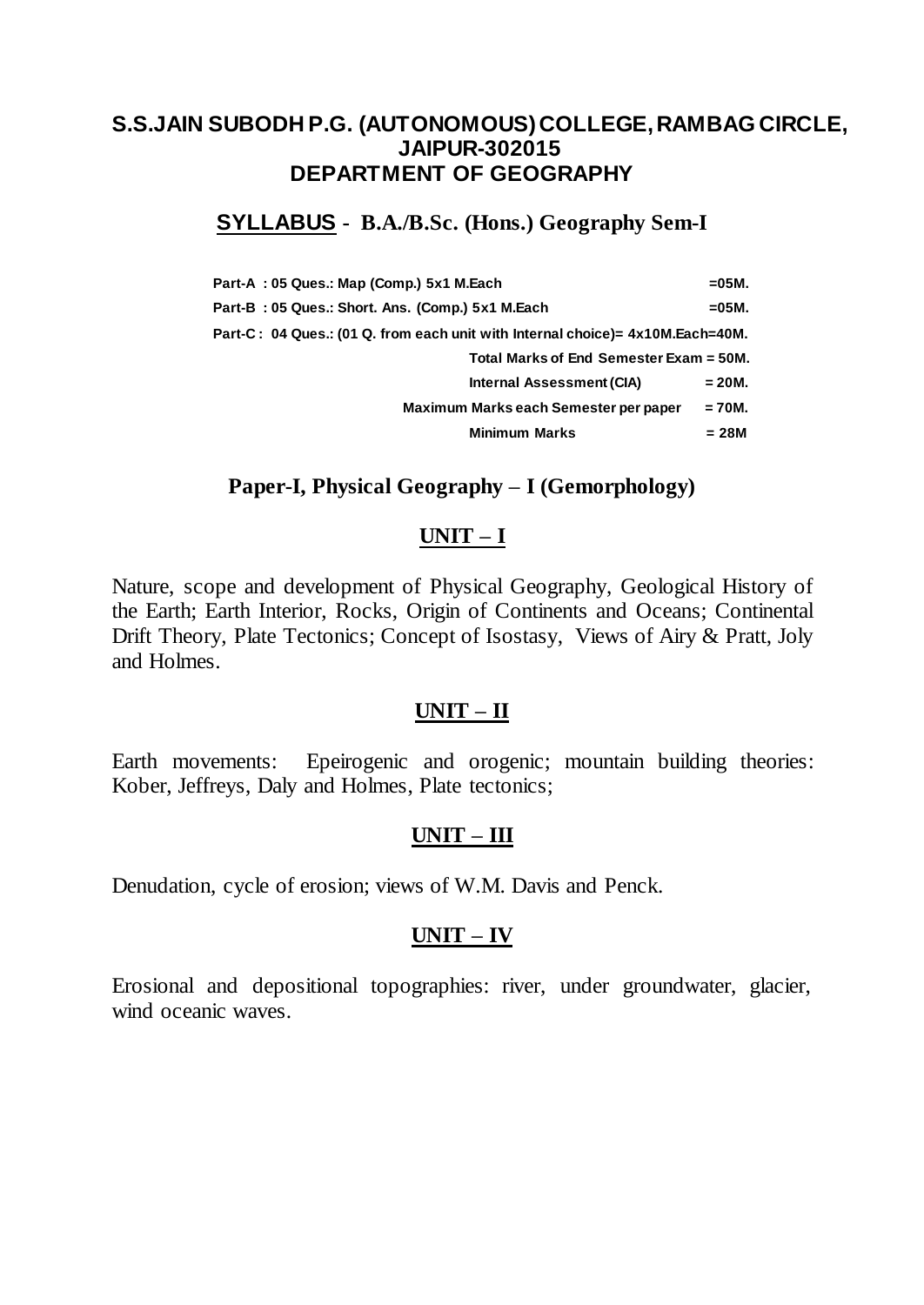# S.S.JAIN SUBODH P.G. (AUTONOMOUS) COLLEGE, RAMBAG CIRCLE, JAIPUR-302015
## DEPARTMENT OF GEOGRAPHY

### SYLLABUS - B.A./B.Sc. (Hons.) Geography Sem-I

**Part-A : 05 Ques.: Map (Comp.) 5x1 M.Each =05M.**

**Part-B : 05 Ques.: Short. Ans. (Comp.) 5x1 M.Each =05M.**

**Part-C : 04 Ques.: (01 Q. from each unit with Internal choice)= 4x10M.Each=40M.**

**Total Marks of End Semester Exam = 50M.**

**Internal Assessment (CIA) = 20M.**

**Maximum Marks each Semester per paper = 70M.**

**Minimum Marks = 28M**

### Paper-I, Physical Geography – I (Gemorphology)

#### UNIT – I

Nature, scope and development of Physical Geography, Geological History of the Earth; Earth Interior, Rocks, Origin of Continents and Oceans; Continental Drift Theory, Plate Tectonics; Concept of Isostasy, Views of Airy & Pratt, Joly and Holmes.

#### UNIT – II

Earth movements: Epeirogenic and orogenic; mountain building theories: Kober, Jeffreys, Daly and Holmes, Plate tectonics;

#### UNIT – III

Denudation, cycle of erosion; views of W.M. Davis and Penck.

#### UNIT – IV

Erosional and depositional topographies: river, under groundwater, glacier, wind oceanic waves.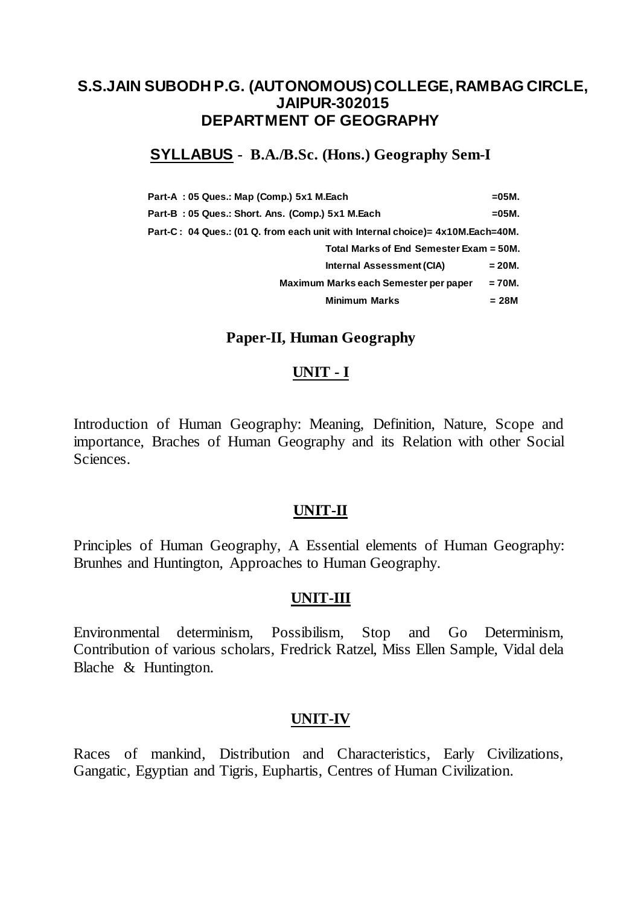# S.S.JAIN SUBODH P.G. (AUTONOMOUS) COLLEGE, RAMBAG CIRCLE, JAIPUR-302015

## DEPARTMENT OF GEOGRAPHY

### SYLLABUS - B.A./B.Sc. (Hons.) Geography Sem-I

**Part-A : 05 Ques.: Map (Comp.) 5x1 M.Each =05M.**

**Part-B : 05 Ques.: Short. Ans. (Comp.) 5x1 M.Each =05M.**

**Part-C : 04 Ques.: (01 Q. from each unit with Internal choice)= 4x10M.Each=40M.**

**Total Marks of End Semester Exam = 50M.**

**Internal Assessment (CIA) = 20M.**

**Maximum Marks each Semester per paper = 70M.**

**Minimum Marks = 28M**

### Paper-II, Human Geography

#### UNIT - I

Introduction of Human Geography: Meaning, Definition, Nature, Scope and importance, Braches of Human Geography and its Relation with other Social Sciences.

#### UNIT-II

Principles of Human Geography, A Essential elements of Human Geography: Brunhes and Huntington, Approaches to Human Geography.

#### UNIT-III

Environmental determinism, Possibilism, Stop and Go Determinism, Contribution of various scholars, Fredrick Ratzel, Miss Ellen Sample, Vidal dela Blache & Huntington.

#### UNIT-IV

Races of mankind, Distribution and Characteristics, Early Civilizations, Gangatic, Egyptian and Tigris, Euphartis, Centres of Human Civilization.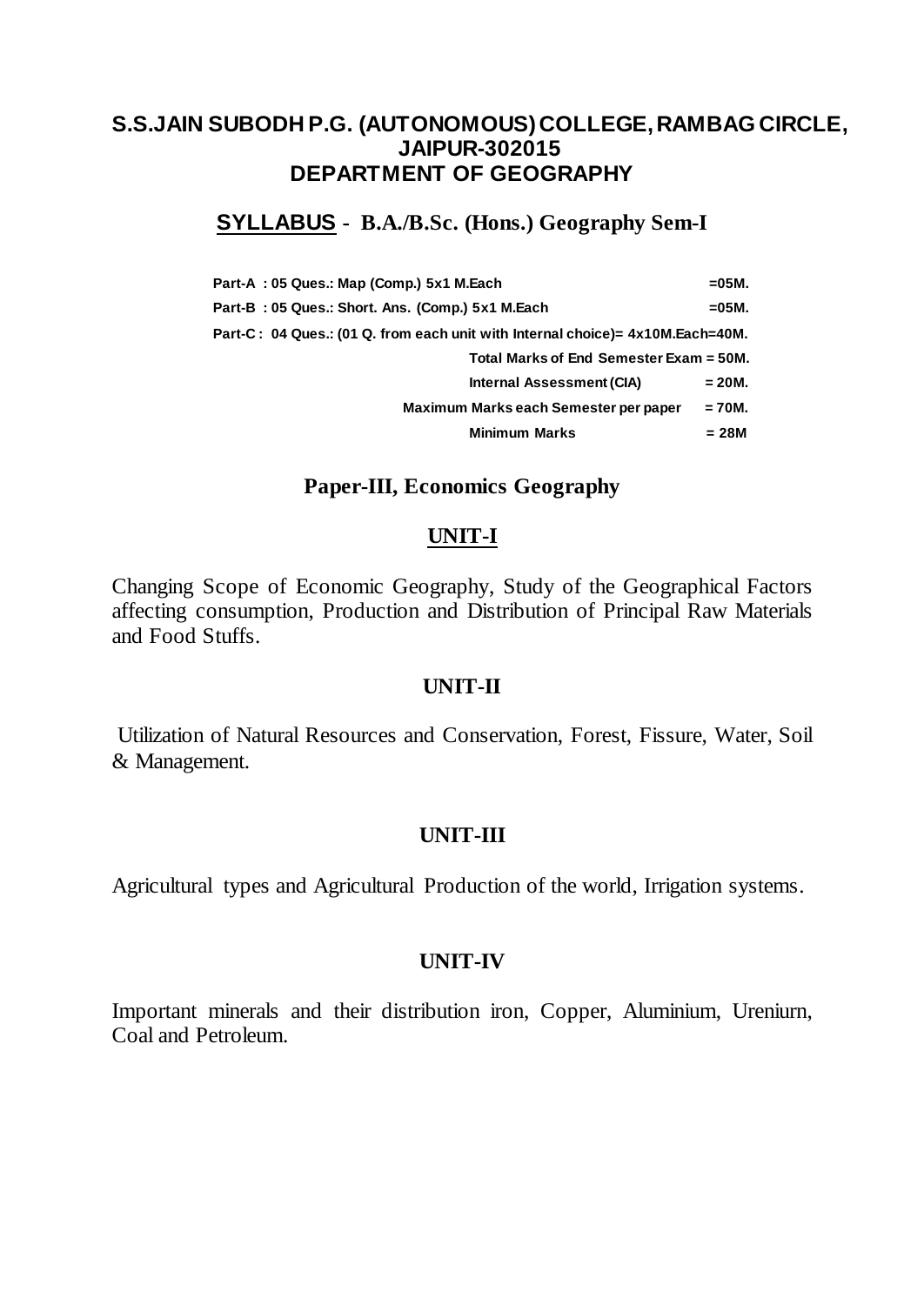# S.S.JAIN SUBODH P.G. (AUTONOMOUS) COLLEGE, RAMBAG CIRCLE, JAIPUR-302015

## DEPARTMENT OF GEOGRAPHY

### SYLLABUS - B.A./B.Sc. (Hons.) Geography Sem-I

| | |
|---|---|
| Part-A : 05 Ques.: Map (Comp.) 5x1 M.Each | =05M. |
| Part-B : 05 Ques.: Short. Ans. (Comp.) 5x1 M.Each | =05M. |
| Part-C : 04 Ques.: (01 Q. from each unit with Internal choice)= 4x10M.Each=40M. | |
| Total Marks of End Semester Exam | = 50M. |
| Internal Assessment (CIA) | = 20M. |
| Maximum Marks each Semester per paper | = 70M. |
| Minimum Marks | = 28M |

### Paper-III, Economics Geography

#### UNIT-I

Changing Scope of Economic Geography, Study of the Geographical Factors affecting consumption, Production and Distribution of Principal Raw Materials and Food Stuffs.

#### UNIT-II

Utilization of Natural Resources and Conservation, Forest, Fissure, Water, Soil & Management.

#### UNIT-III

Agricultural types and Agricultural Production of the world, Irrigation systems.

#### UNIT-IV

Important minerals and their distribution iron, Copper, Aluminium, Ureniurn, Coal and Petroleum.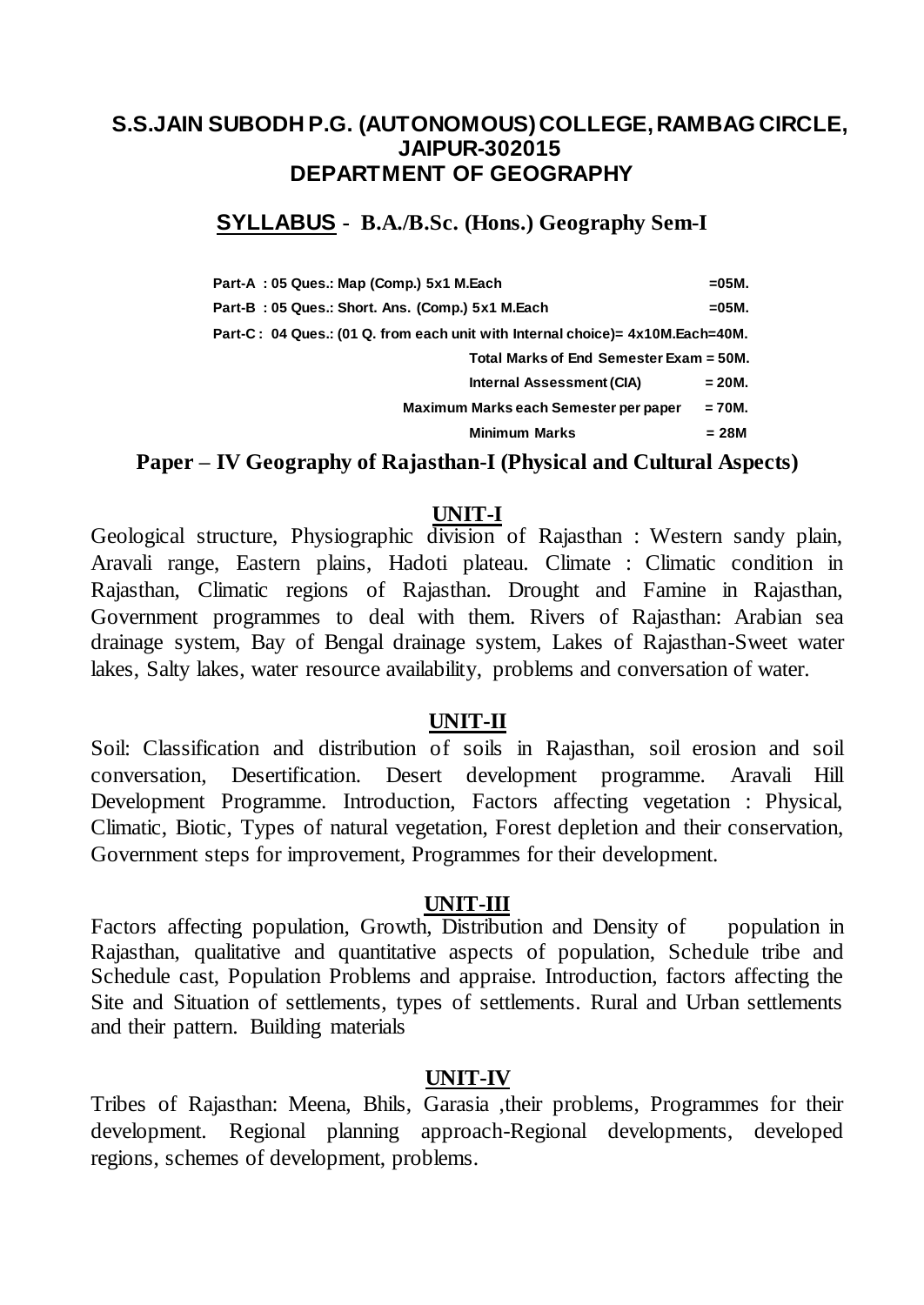## S.S.JAIN SUBODH P.G. (AUTONOMOUS) COLLEGE, RAMBAG CIRCLE, JAIPUR-302015
## DEPARTMENT OF GEOGRAPHY

### **SYLLABUS** - B.A./B.Sc. (Hons.) Geography Sem-I

| | |
|---|---|
| **Part-A : 05 Ques.: Map (Comp.) 5x1 M.Each** | **=05M.** |
| **Part-B : 05 Ques.: Short. Ans. (Comp.) 5x1 M.Each** | **=05M.** |
| **Part-C : 04 Ques.: (01 Q. from each unit with Internal choice)= 4x10M.Each=40M.** | |
| **Total Marks of End Semester Exam = 50M.** | |
| **Internal Assessment (CIA)** | **= 20M.** |
| **Maximum Marks each Semester per paper** | **= 70M.** |
| **Minimum Marks** | **= 28M** |

### Paper – IV Geography of Rajasthan-I (Physical and Cultural Aspects)

#### UNIT-I

Geological structure, Physiographic division of Rajasthan : Western sandy plain, Aravali range, Eastern plains, Hadoti plateau. Climate : Climatic condition in Rajasthan, Climatic regions of Rajasthan. Drought and Famine in Rajasthan, Government programmes to deal with them. Rivers of Rajasthan: Arabian sea drainage system, Bay of Bengal drainage system, Lakes of Rajasthan-Sweet water lakes, Salty lakes, water resource availability, problems and conversation of water.

#### UNIT-II

Soil: Classification and distribution of soils in Rajasthan, soil erosion and soil conversation, Desertification. Desert development programme. Aravali Hill Development Programme. Introduction, Factors affecting vegetation : Physical, Climatic, Biotic, Types of natural vegetation, Forest depletion and their conservation, Government steps for improvement, Programmes for their development.

#### UNIT-III

Factors affecting population, Growth, Distribution and Density of population in Rajasthan, qualitative and quantitative aspects of population, Schedule tribe and Schedule cast, Population Problems and appraise. Introduction, factors affecting the Site and Situation of settlements, types of settlements. Rural and Urban settlements and their pattern. Building materials

#### UNIT-IV

Tribes of Rajasthan: Meena, Bhils, Garasia ,their problems, Programmes for their development. Regional planning approach-Regional developments, developed regions, schemes of development, problems.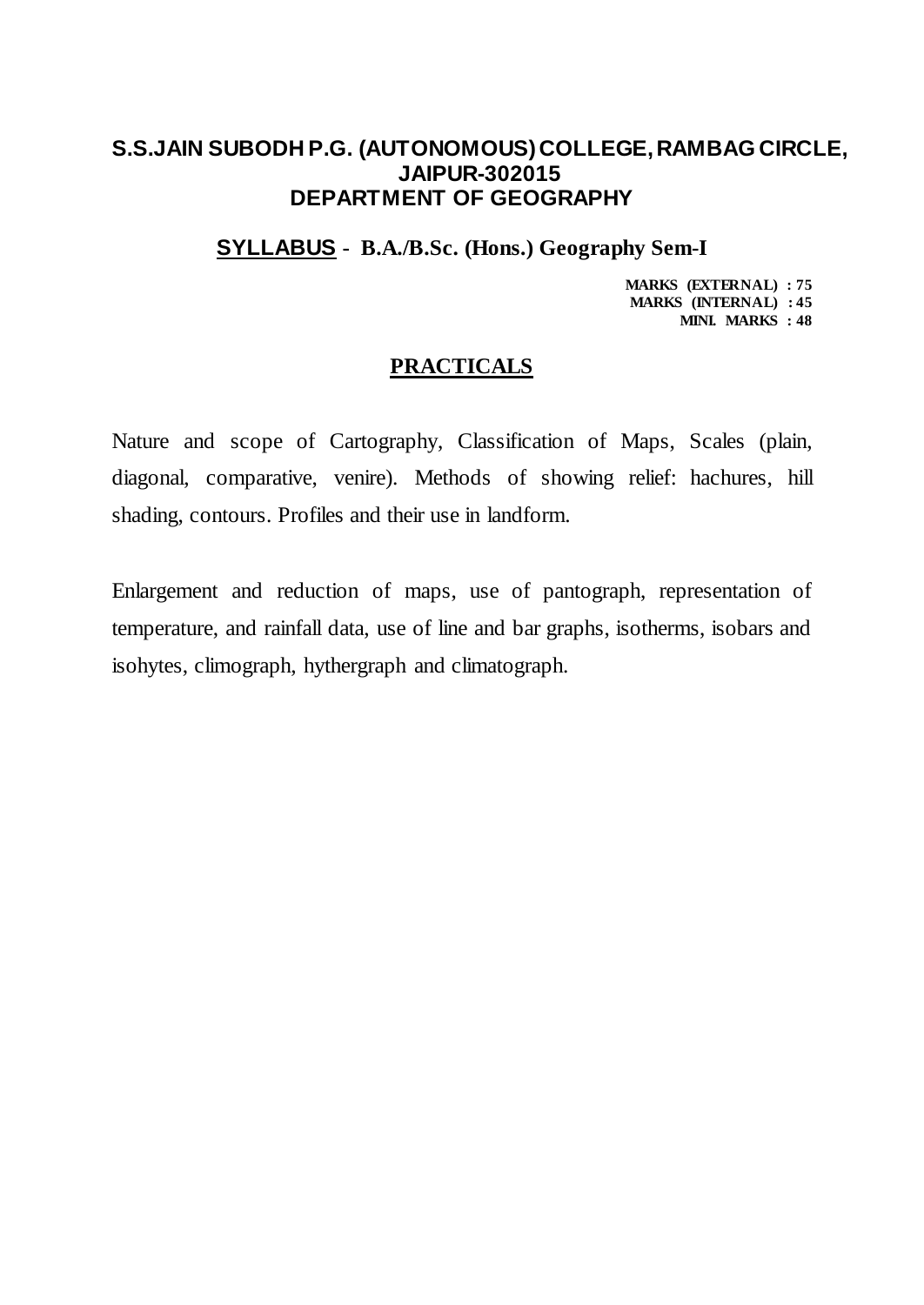## S.S.JAIN SUBODH P.G. (AUTONOMOUS) COLLEGE, RAMBAG CIRCLE, JAIPUR-302015
## DEPARTMENT OF GEOGRAPHY

### SYLLABUS - B.A./B.Sc. (Hons.) Geography Sem-I

**MARKS (EXTERNAL) : 75**
**MARKS (INTERNAL) : 45**
**MINI. MARKS : 48**

### PRACTICALS

Nature and scope of Cartography, Classification of Maps, Scales (plain, diagonal, comparative, venire). Methods of showing relief: hachures, hill shading, contours. Profiles and their use in landform.

Enlargement and reduction of maps, use of pantograph, representation of temperature, and rainfall data, use of line and bar graphs, isotherms, isobars and isohytes, climograph, hythergraph and climatograph.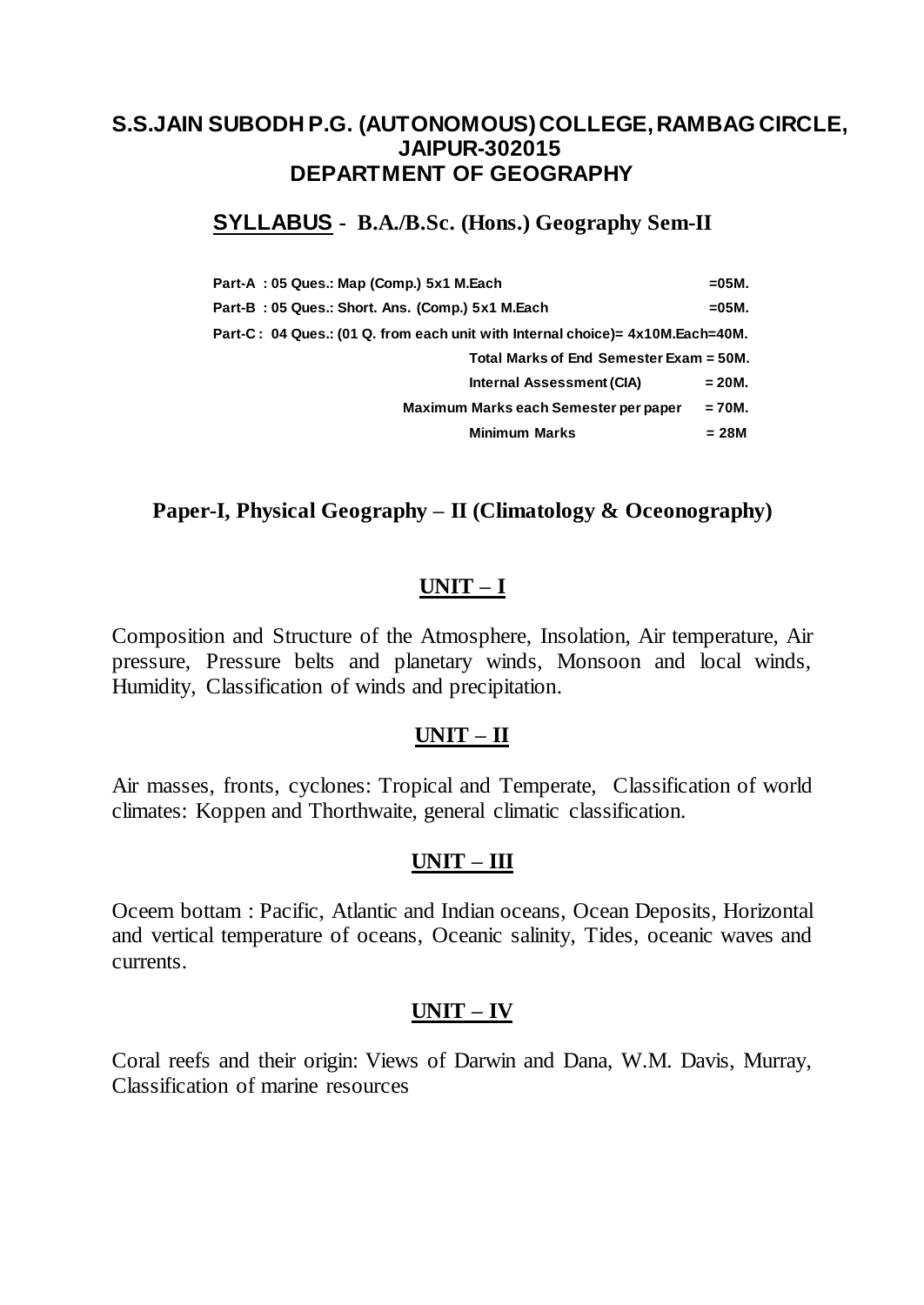# S.S.JAIN SUBODH P.G. (AUTONOMOUS) COLLEGE, RAMBAG CIRCLE, JAIPUR-302015

## DEPARTMENT OF GEOGRAPHY

### SYLLABUS - B.A./B.Sc. (Hons.) Geography Sem-II

**Part-A : 05 Ques.: Map (Comp.) 5x1 M.Each =05M.**

**Part-B : 05 Ques.: Short. Ans. (Comp.) 5x1 M.Each =05M.**

**Part-C : 04 Ques.: (01 Q. from each unit with Internal choice)= 4x10M.Each=40M.**

**Total Marks of End Semester Exam = 50M.**

**Internal Assessment (CIA) = 20M.**

**Maximum Marks each Semester per paper = 70M.**

**Minimum Marks = 28M**

### Paper-I, Physical Geography – II (Climatology & Oceonography)

#### UNIT – I

Composition and Structure of the Atmosphere, Insolation, Air temperature, Air pressure, Pressure belts and planetary winds, Monsoon and local winds, Humidity, Classification of winds and precipitation.

#### UNIT – II

Air masses, fronts, cyclones: Tropical and Temperate, Classification of world climates: Koppen and Thorthwaite, general climatic classification.

#### UNIT – III

Oceem bottam : Pacific, Atlantic and Indian oceans, Ocean Deposits, Horizontal and vertical temperature of oceans, Oceanic salinity, Tides, oceanic waves and currents.

#### UNIT – IV

Coral reefs and their origin: Views of Darwin and Dana, W.M. Davis, Murray, Classification of marine resources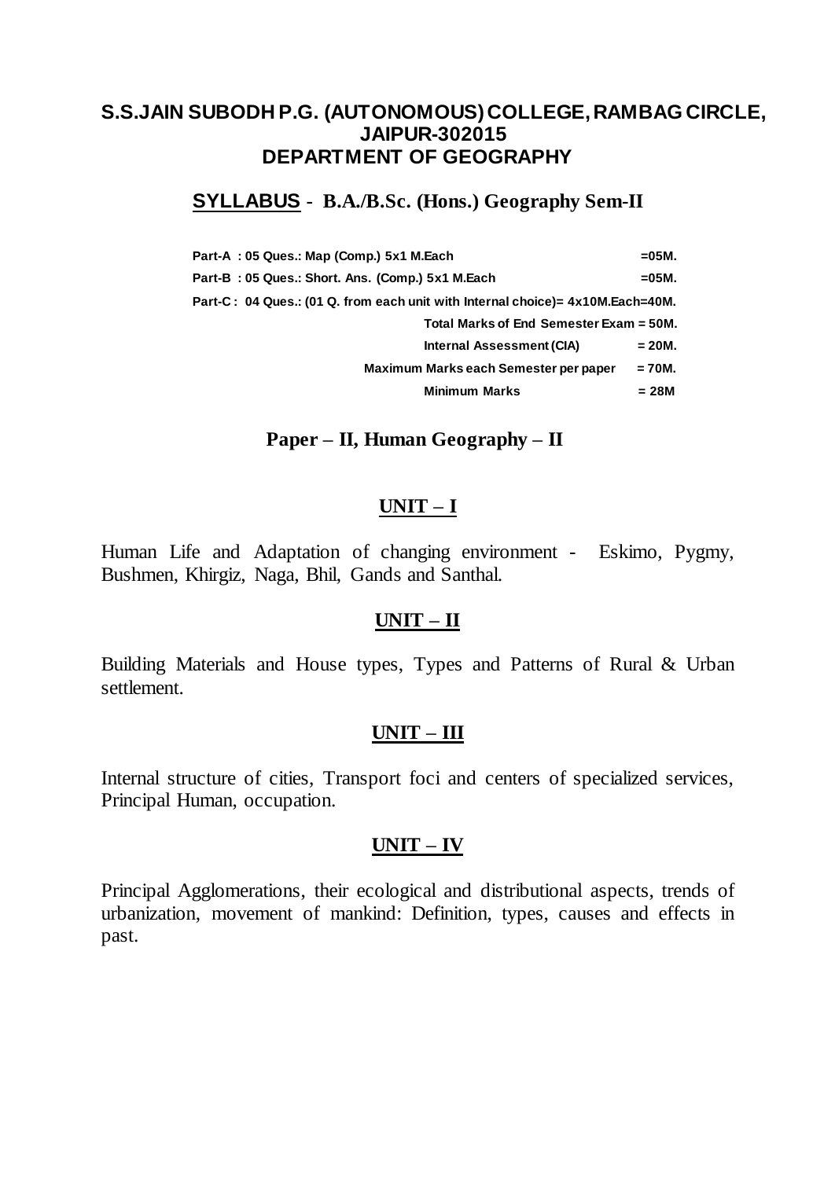# S.S.JAIN SUBODH P.G. (AUTONOMOUS) COLLEGE, RAMBAG CIRCLE, JAIPUR-302015

## DEPARTMENT OF GEOGRAPHY

### SYLLABUS - B.A./B.Sc. (Hons.) Geography Sem-II

| | |
|---|---|
| **Part-A : 05 Ques.: Map (Comp.) 5x1 M.Each** | **=05M.** |
| **Part-B : 05 Ques.: Short. Ans. (Comp.) 5x1 M.Each** | **=05M.** |
| **Part-C : 04 Ques.: (01 Q. from each unit with Internal choice)= 4x10M.Each** | **=40M.** |
| **Total Marks of End Semester Exam** | **= 50M.** |
| **Internal Assessment (CIA)** | **= 20M.** |
| **Maximum Marks each Semester per paper** | **= 70M.** |
| **Minimum Marks** | **= 28M** |

### Paper – II, Human Geography – II

#### UNIT – I

Human Life and Adaptation of changing environment - Eskimo, Pygmy, Bushmen, Khirgiz, Naga, Bhil, Gands and Santhal.

#### UNIT – II

Building Materials and House types, Types and Patterns of Rural & Urban settlement.

#### UNIT – III

Internal structure of cities, Transport foci and centers of specialized services, Principal Human, occupation.

#### UNIT – IV

Principal Agglomerations, their ecological and distributional aspects, trends of urbanization, movement of mankind: Definition, types, causes and effects in past.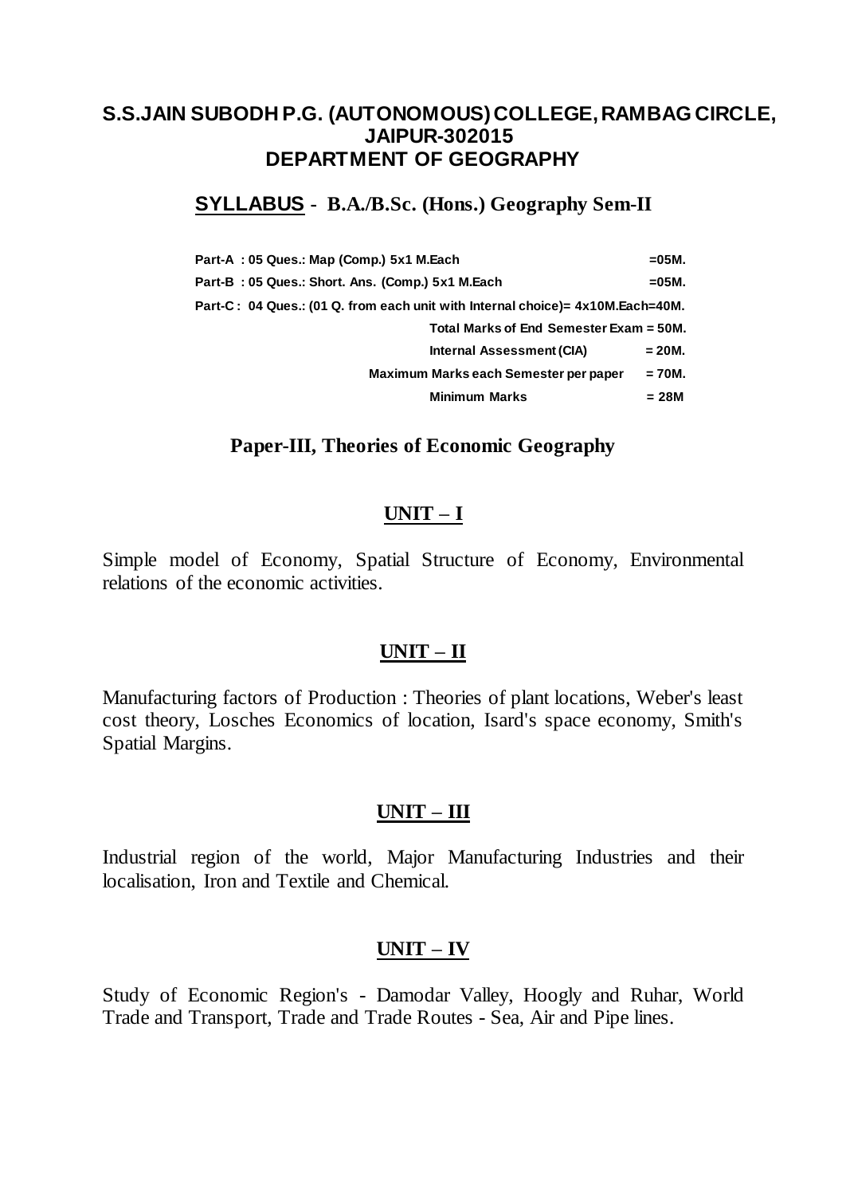# S.S.JAIN SUBODH P.G. (AUTONOMOUS) COLLEGE, RAMBAG CIRCLE, JAIPUR-302015

## DEPARTMENT OF GEOGRAPHY

### SYLLABUS - B.A./B.Sc. (Hons.) Geography Sem-II

| | |
|---|---|
| **Part-A : 05 Ques.: Map (Comp.) 5x1 M.Each** | **=05M.** |
| **Part-B : 05 Ques.: Short. Ans. (Comp.) 5x1 M.Each** | **=05M.** |
| **Part-C : 04 Ques.: (01 Q. from each unit with Internal choice)= 4x10M.Each=40M.** | |
| **Total Marks of End Semester Exam = 50M.** | |
| **Internal Assessment (CIA)** | **= 20M.** |
| **Maximum Marks each Semester per paper** | **= 70M.** |
| **Minimum Marks** | **= 28M** |

### Paper-III, Theories of Economic Geography

#### UNIT – I

Simple model of Economy, Spatial Structure of Economy, Environmental relations of the economic activities.

#### UNIT – II

Manufacturing factors of Production : Theories of plant locations, Weber's least cost theory, Losches Economics of location, Isard's space economy, Smith's Spatial Margins.

#### UNIT – III

Industrial region of the world, Major Manufacturing Industries and their localisation, Iron and Textile and Chemical.

#### UNIT – IV

Study of Economic Region's - Damodar Valley, Hoogly and Ruhar, World Trade and Transport, Trade and Trade Routes - Sea, Air and Pipe lines.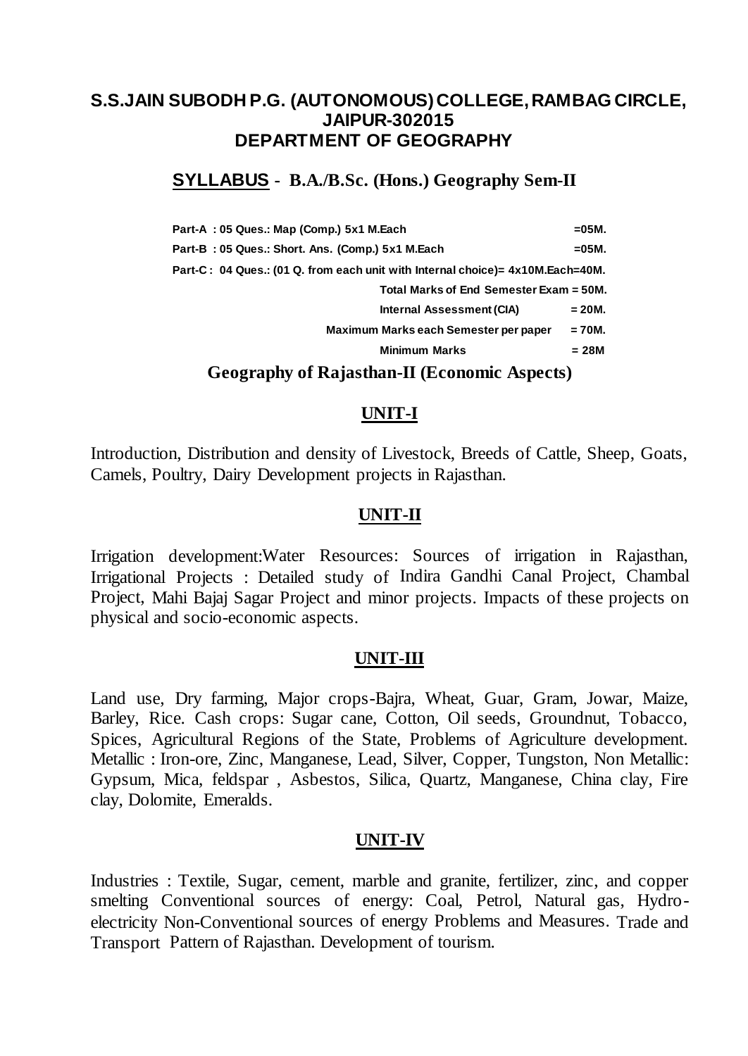## S.S.JAIN SUBODH P.G. (AUTONOMOUS) COLLEGE, RAMBAG CIRCLE, JAIPUR-302015
## DEPARTMENT OF GEOGRAPHY

### **SYLLABUS** - B.A./B.Sc. (Hons.) Geography Sem-II

| | |
|---|---|
| Part-A : 05 Ques.: Map (Comp.) 5x1 M.Each | =05M. |
| Part-B : 05 Ques.: Short. Ans. (Comp.) 5x1 M.Each | =05M. |
| Part-C : 04 Ques.: (01 Q. from each unit with Internal choice)= 4x10M.Each=40M. | |
| Total Marks of End Semester Exam | = 50M. |
| Internal Assessment (CIA) | = 20M. |
| Maximum Marks each Semester per paper | = 70M. |
| Minimum Marks | = 28M |

### Geography of Rajasthan-II (Economic Aspects)

#### UNIT-I

Introduction, Distribution and density of Livestock, Breeds of Cattle, Sheep, Goats, Camels, Poultry, Dairy Development projects in Rajasthan.

#### UNIT-II

Irrigation development:Water Resources: Sources of irrigation in Rajasthan, Irrigational Projects : Detailed study of Indira Gandhi Canal Project, Chambal Project, Mahi Bajaj Sagar Project and minor projects. Impacts of these projects on physical and socio-economic aspects.

#### UNIT-III

Land use, Dry farming, Major crops-Bajra, Wheat, Guar, Gram, Jowar, Maize, Barley, Rice. Cash crops: Sugar cane, Cotton, Oil seeds, Groundnut, Tobacco, Spices, Agricultural Regions of the State, Problems of Agriculture development. Metallic : Iron-ore, Zinc, Manganese, Lead, Silver, Copper, Tungston, Non Metallic: Gypsum, Mica, feldspar , Asbestos, Silica, Quartz, Manganese, China clay, Fire clay, Dolomite, Emeralds.

#### UNIT-IV

Industries : Textile, Sugar, cement, marble and granite, fertilizer, zinc, and copper smelting Conventional sources of energy: Coal, Petrol, Natural gas, Hydro-electricity Non-Conventional sources of energy Problems and Measures. Trade and Transport Pattern of Rajasthan. Development of tourism.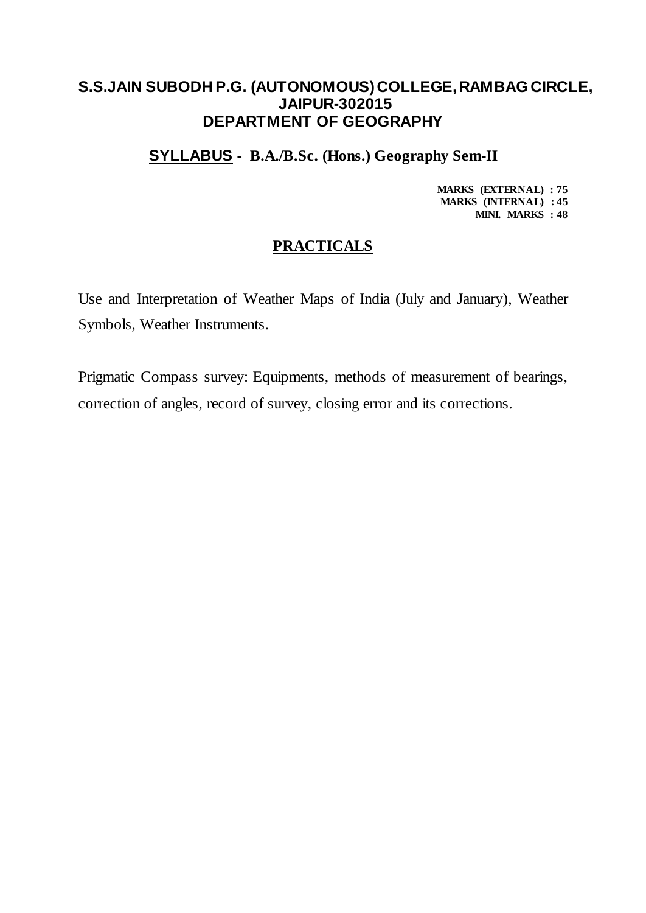# S.S.JAIN SUBODH P.G. (AUTONOMOUS) COLLEGE, RAMBAG CIRCLE, JAIPUR-302015

## DEPARTMENT OF GEOGRAPHY

### SYLLABUS - B.A./B.Sc. (Hons.) Geography Sem-II

**MARKS (EXTERNAL) : 75**
**MARKS (INTERNAL) : 45**
**MINI. MARKS : 48**

## PRACTICALS

Use and Interpretation of Weather Maps of India (July and January), Weather Symbols, Weather Instruments.

Prigmatic Compass survey: Equipments, methods of measurement of bearings, correction of angles, record of survey, closing error and its corrections.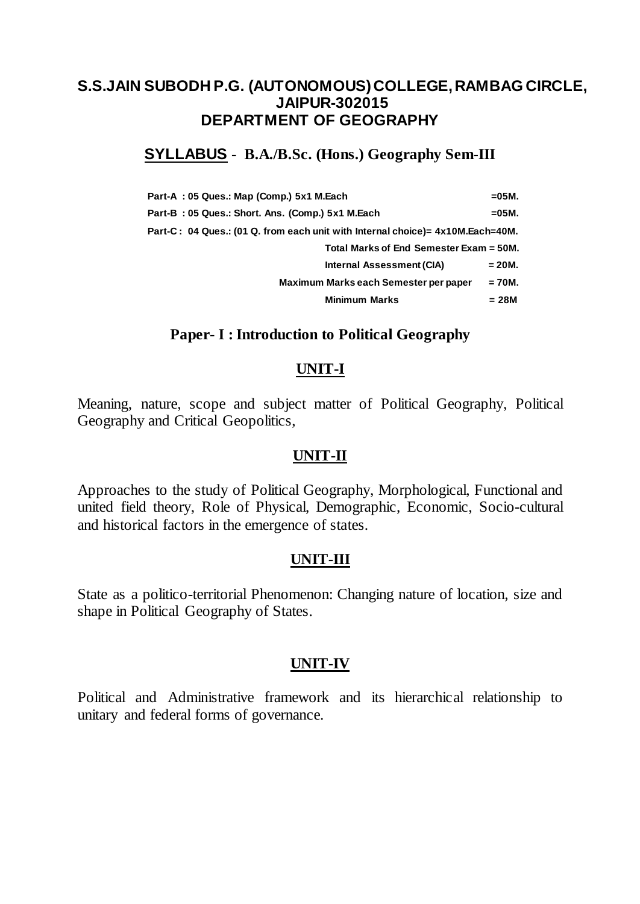# S.S.JAIN SUBODH P.G. (AUTONOMOUS) COLLEGE, RAMBAG CIRCLE, JAIPUR-302015
## DEPARTMENT OF GEOGRAPHY

### SYLLABUS - B.A./B.Sc. (Hons.) Geography Sem-III

| | |
|---|---|
| Part-A : 05 Ques.: Map (Comp.) 5x1 M.Each | =05M. |
| Part-B : 05 Ques.: Short. Ans. (Comp.) 5x1 M.Each | =05M. |
| Part-C : 04 Ques.: (01 Q. from each unit with Internal choice)= 4x10M.Each=40M. | |
| Total Marks of End Semester Exam = 50M. | |
| Internal Assessment (CIA) | = 20M. |
| Maximum Marks each Semester per paper | = 70M. |
| Minimum Marks | = 28M |

### Paper- I : Introduction to Political Geography

#### UNIT-I

Meaning, nature, scope and subject matter of Political Geography, Political Geography and Critical Geopolitics,

#### UNIT-II

Approaches to the study of Political Geography, Morphological, Functional and united field theory, Role of Physical, Demographic, Economic, Socio-cultural and historical factors in the emergence of states.

#### UNIT-III

State as a politico-territorial Phenomenon: Changing nature of location, size and shape in Political Geography of States.

#### UNIT-IV

Political and Administrative framework and its hierarchical relationship to unitary and federal forms of governance.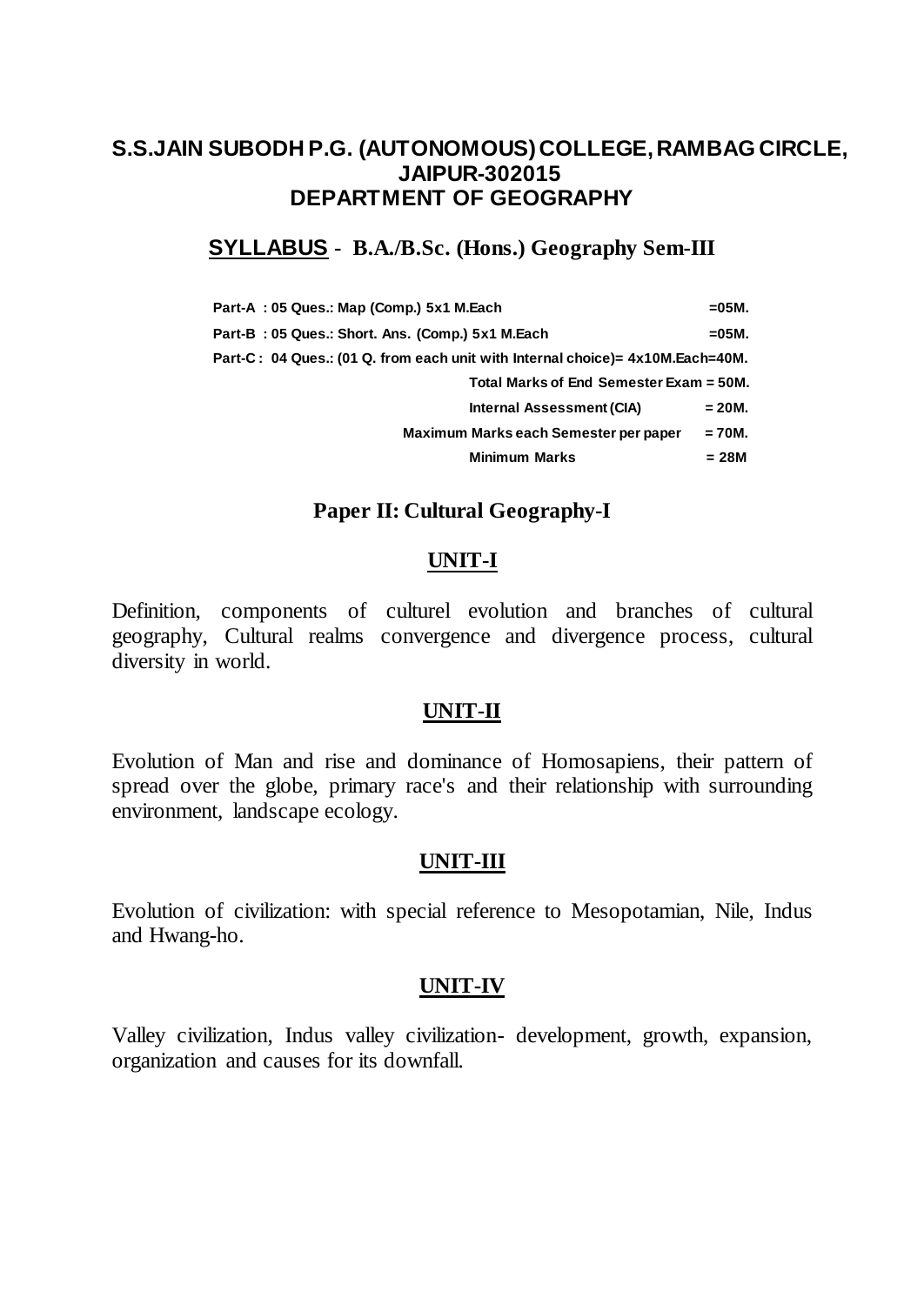# S.S.JAIN SUBODH P.G. (AUTONOMOUS) COLLEGE, RAMBAG CIRCLE, JAIPUR-302015
## DEPARTMENT OF GEOGRAPHY

### **SYLLABUS** - B.A./B.Sc. (Hons.) Geography Sem-III

| | |
|---|---|
| **Part-A : 05 Ques.: Map (Comp.) 5x1 M.Each** | **=05M.** |
| **Part-B : 05 Ques.: Short. Ans. (Comp.) 5x1 M.Each** | **=05M.** |
| **Part-C : 04 Ques.: (01 Q. from each unit with Internal choice)= 4x10M.Each=40M.** | |
| **Total Marks of End Semester Exam = 50M.** | |
| **Internal Assessment (CIA)** | **= 20M.** |
| **Maximum Marks each Semester per paper** | **= 70M.** |
| **Minimum Marks** | **= 28M** |

### Paper II: Cultural Geography-I

#### UNIT-I

Definition, components of culturel evolution and branches of cultural geography, Cultural realms convergence and divergence process, cultural diversity in world.

#### UNIT-II

Evolution of Man and rise and dominance of Homosapiens, their pattern of spread over the globe, primary race's and their relationship with surrounding environment, landscape ecology.

#### UNIT-III

Evolution of civilization: with special reference to Mesopotamian, Nile, Indus and Hwang-ho.

#### UNIT-IV

Valley civilization, Indus valley civilization- development, growth, expansion, organization and causes for its downfall.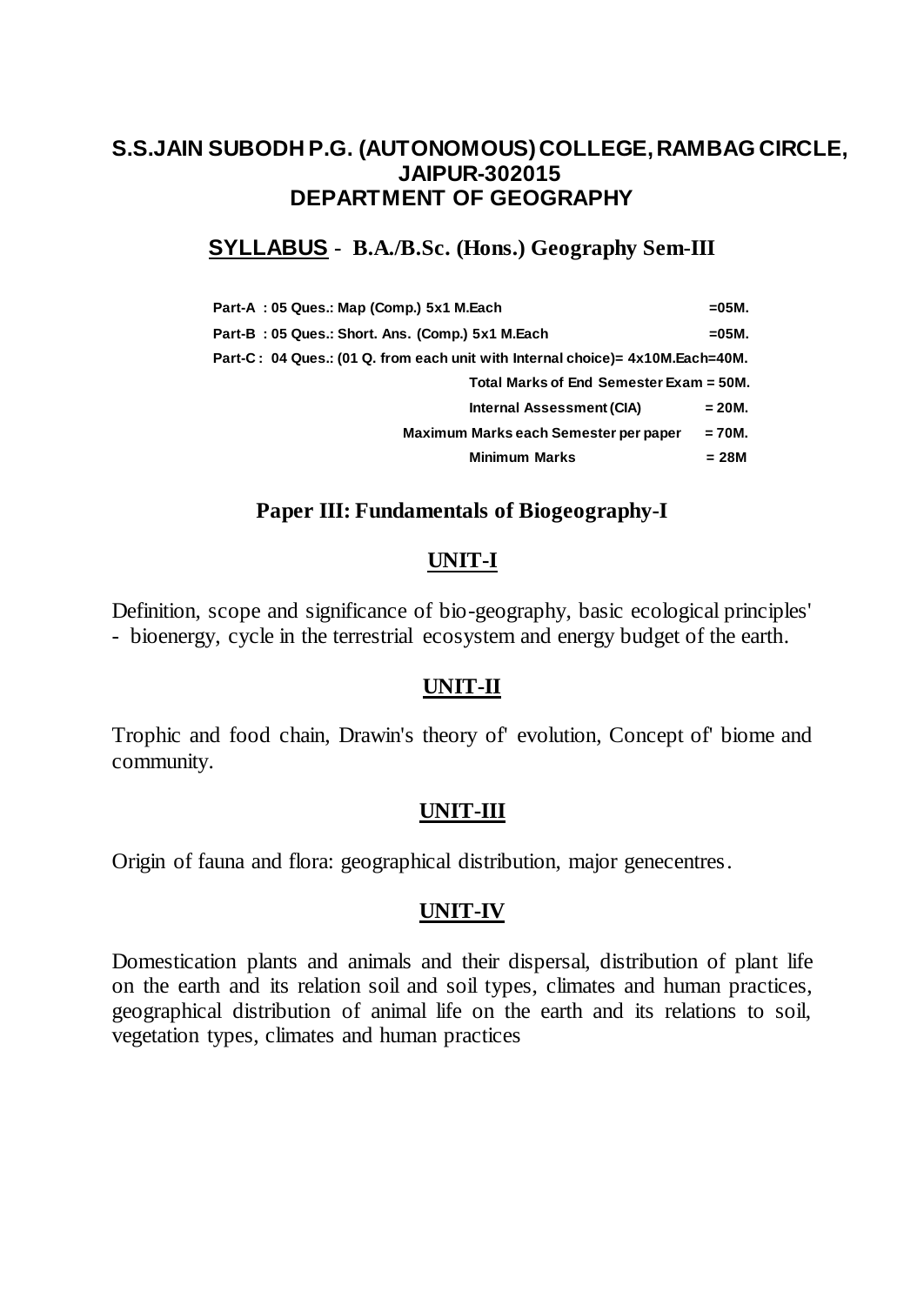# S.S.JAIN SUBODH P.G. (AUTONOMOUS) COLLEGE, RAMBAG CIRCLE, JAIPUR-302015
# DEPARTMENT OF GEOGRAPHY

## SYLLABUS - B.A./B.Sc. (Hons.) Geography Sem-III

| | |
|---|---|
| Part-A : 05 Ques.: Map (Comp.) 5x1 M.Each | =05M. |
| Part-B : 05 Ques.: Short. Ans. (Comp.) 5x1 M.Each | =05M. |
| Part-C : 04 Ques.: (01 Q. from each unit with Internal choice)= 4x10M.Each=40M. | |
| Total Marks of End Semester Exam = 50M. | |
| Internal Assessment (CIA) | = 20M. |
| Maximum Marks each Semester per paper | = 70M. |
| Minimum Marks | = 28M |

### Paper III: Fundamentals of Biogeography-I

#### UNIT-I

Definition, scope and significance of bio-geography, basic ecological principles' - bioenergy, cycle in the terrestrial ecosystem and energy budget of the earth.

#### UNIT-II

Trophic and food chain, Drawin's theory of' evolution, Concept of' biome and community.

#### UNIT-III

Origin of fauna and flora: geographical distribution, major genecentres.

#### UNIT-IV

Domestication plants and animals and their dispersal, distribution of plant life on the earth and its relation soil and soil types, climates and human practices, geographical distribution of animal life on the earth and its relations to soil, vegetation types, climates and human practices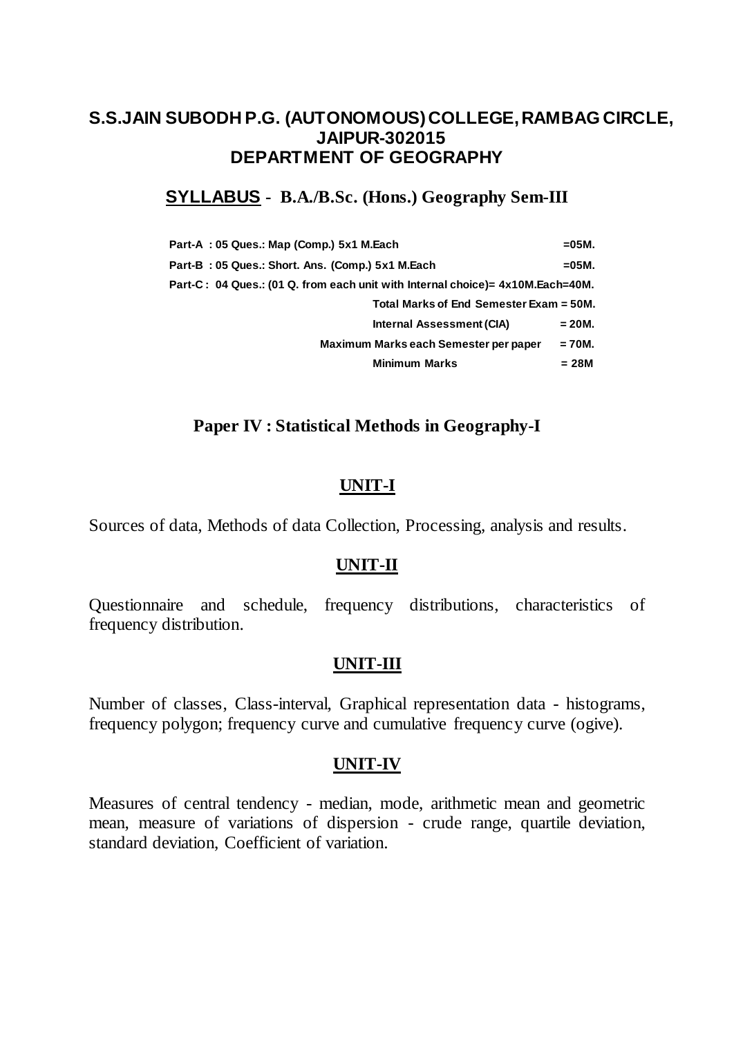# S.S.JAIN SUBODH P.G. (AUTONOMOUS) COLLEGE, RAMBAG CIRCLE, JAIPUR-302015

# DEPARTMENT OF GEOGRAPHY

## SYLLABUS - B.A./B.Sc. (Hons.) Geography Sem-III

| | |
|---|---|
| Part-A : 05 Ques.: Map (Comp.) 5x1 M.Each | =05M. |
| Part-B : 05 Ques.: Short. Ans. (Comp.) 5x1 M.Each | =05M. |
| Part-C : 04 Ques.: (01 Q. from each unit with Internal choice)= 4x10M.Each=40M. | |
| Total Marks of End Semester Exam = 50M. | |
| Internal Assessment (CIA) | = 20M. |
| Maximum Marks each Semester per paper | = 70M. |
| Minimum Marks | = 28M |

### Paper IV : Statistical Methods in Geography-I

#### UNIT-I

Sources of data, Methods of data Collection, Processing, analysis and results.

#### UNIT-II

Questionnaire and schedule, frequency distributions, characteristics of frequency distribution.

#### UNIT-III

Number of classes, Class-interval, Graphical representation data - histograms, frequency polygon; frequency curve and cumulative frequency curve (ogive).

#### UNIT-IV

Measures of central tendency - median, mode, arithmetic mean and geometric mean, measure of variations of dispersion - crude range, quartile deviation, standard deviation, Coefficient of variation.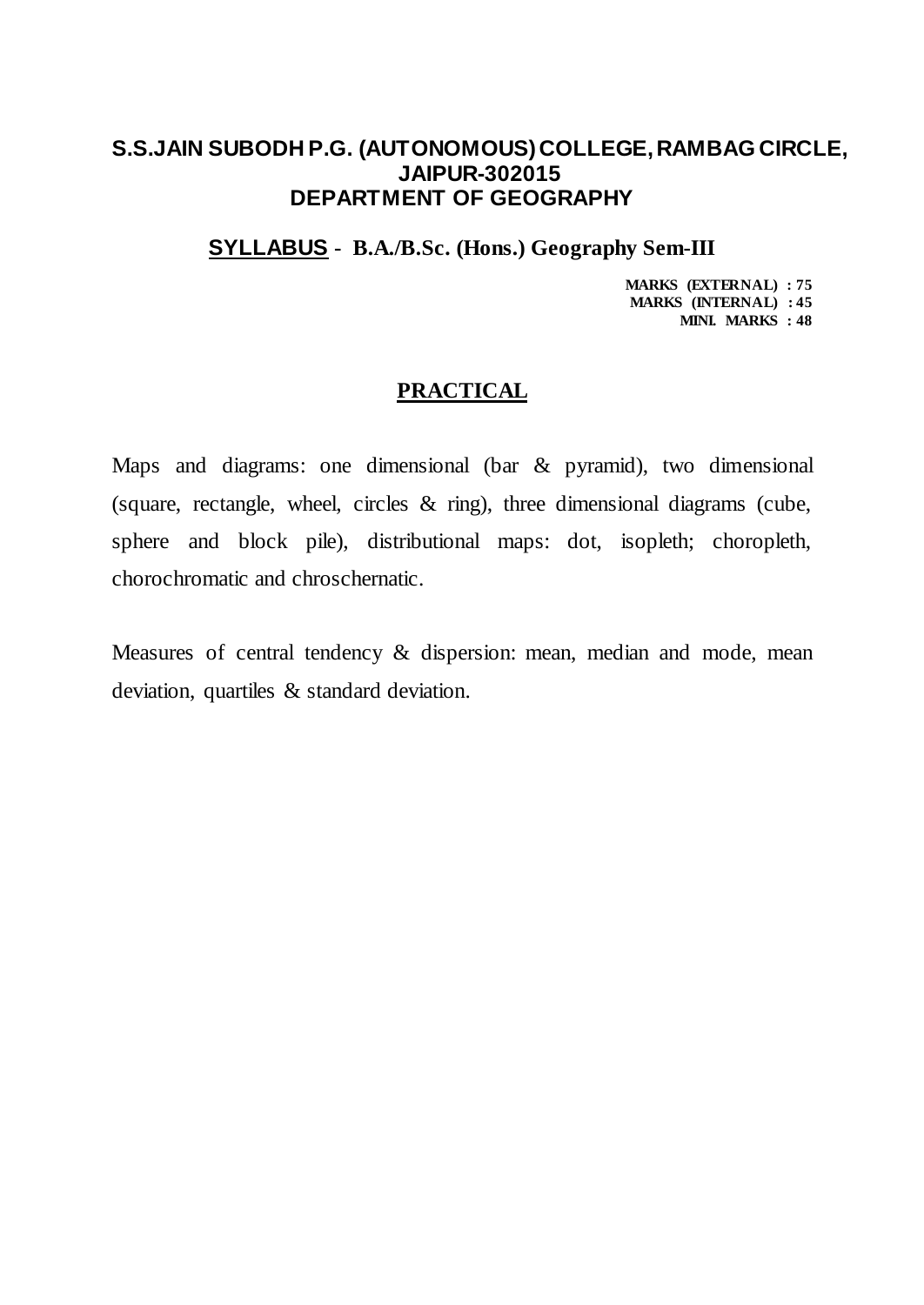## S.S.JAIN SUBODH P.G. (AUTONOMOUS) COLLEGE, RAMBAG CIRCLE, JAIPUR-302015
## DEPARTMENT OF GEOGRAPHY

### **SYLLABUS** - B.A./B.Sc. (Hons.) Geography Sem-III

**MARKS (EXTERNAL) : 75**
**MARKS (INTERNAL) : 45**
**MINI. MARKS : 48**

### PRACTICAL

Maps and diagrams: one dimensional (bar & pyramid), two dimensional (square, rectangle, wheel, circles & ring), three dimensional diagrams (cube, sphere and block pile), distributional maps: dot, isopleth; choropleth, chorochromatic and chroschernatic.

Measures of central tendency & dispersion: mean, median and mode, mean deviation, quartiles & standard deviation.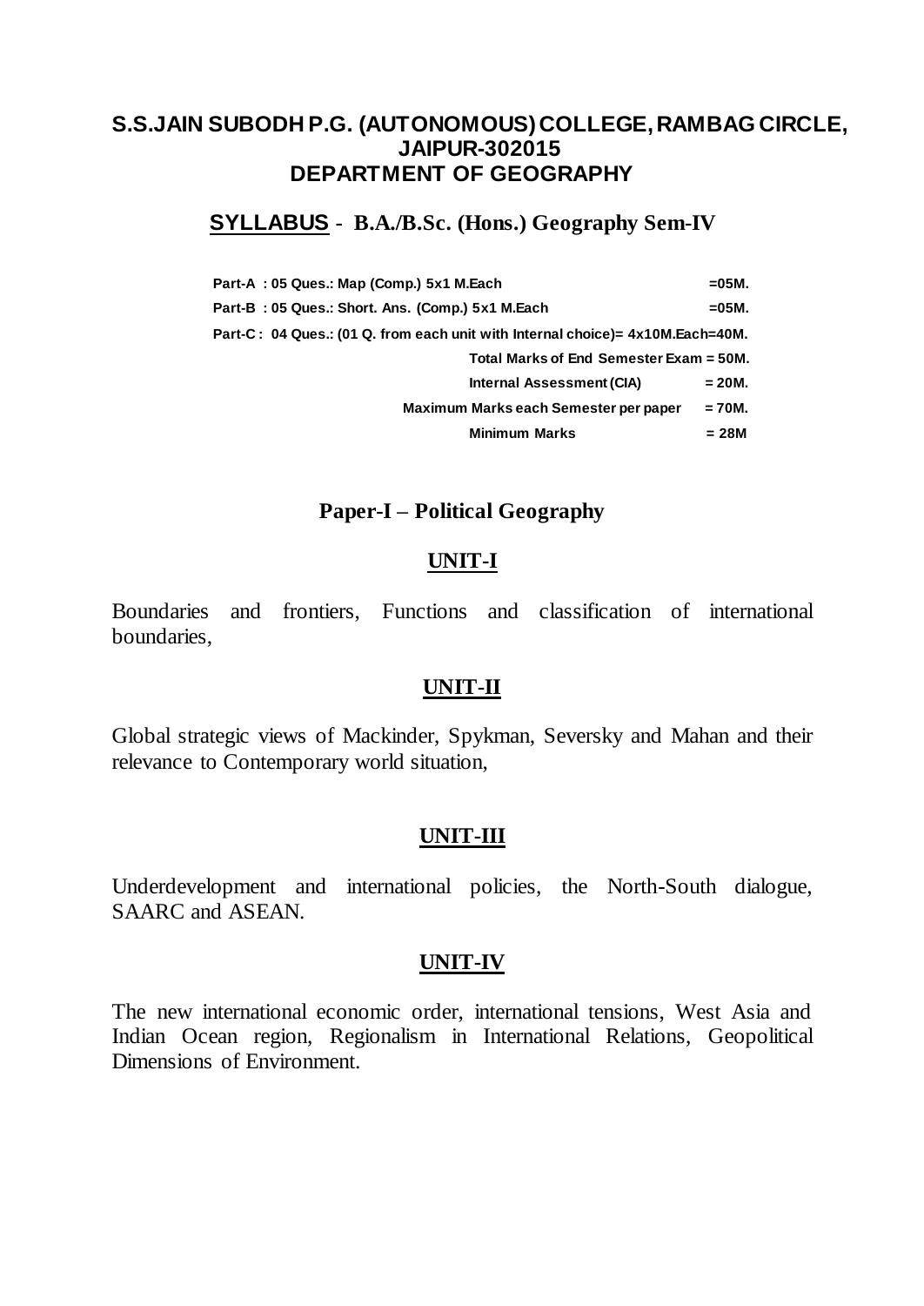# S.S.JAIN SUBODH P.G. (AUTONOMOUS) COLLEGE, RAMBAG CIRCLE, JAIPUR-302015
## DEPARTMENT OF GEOGRAPHY

## **SYLLABUS** - B.A./B.Sc. (Hons.) Geography Sem-IV

| | |
|---|---|
| **Part-A : 05 Ques.: Map (Comp.) 5x1 M.Each** | **=05M.** |
| **Part-B : 05 Ques.: Short. Ans. (Comp.) 5x1 M.Each** | **=05M.** |
| **Part-C : 04 Ques.: (01 Q. from each unit with Internal choice)= 4x10M.Each=40M.** | |
| **Total Marks of End Semester Exam = 50M.** | |
| **Internal Assessment (CIA)** | **= 20M.** |
| **Maximum Marks each Semester per paper** | **= 70M.** |
| **Minimum Marks** | **= 28M** |

### Paper-I – Political Geography

#### UNIT-I

Boundaries and frontiers, Functions and classification of international boundaries,

#### UNIT-II

Global strategic views of Mackinder, Spykman, Seversky and Mahan and their relevance to Contemporary world situation,

#### UNIT-III

Underdevelopment and international policies, the North-South dialogue, SAARC and ASEAN.

#### UNIT-IV

The new international economic order, international tensions, West Asia and Indian Ocean region, Regionalism in International Relations, Geopolitical Dimensions of Environment.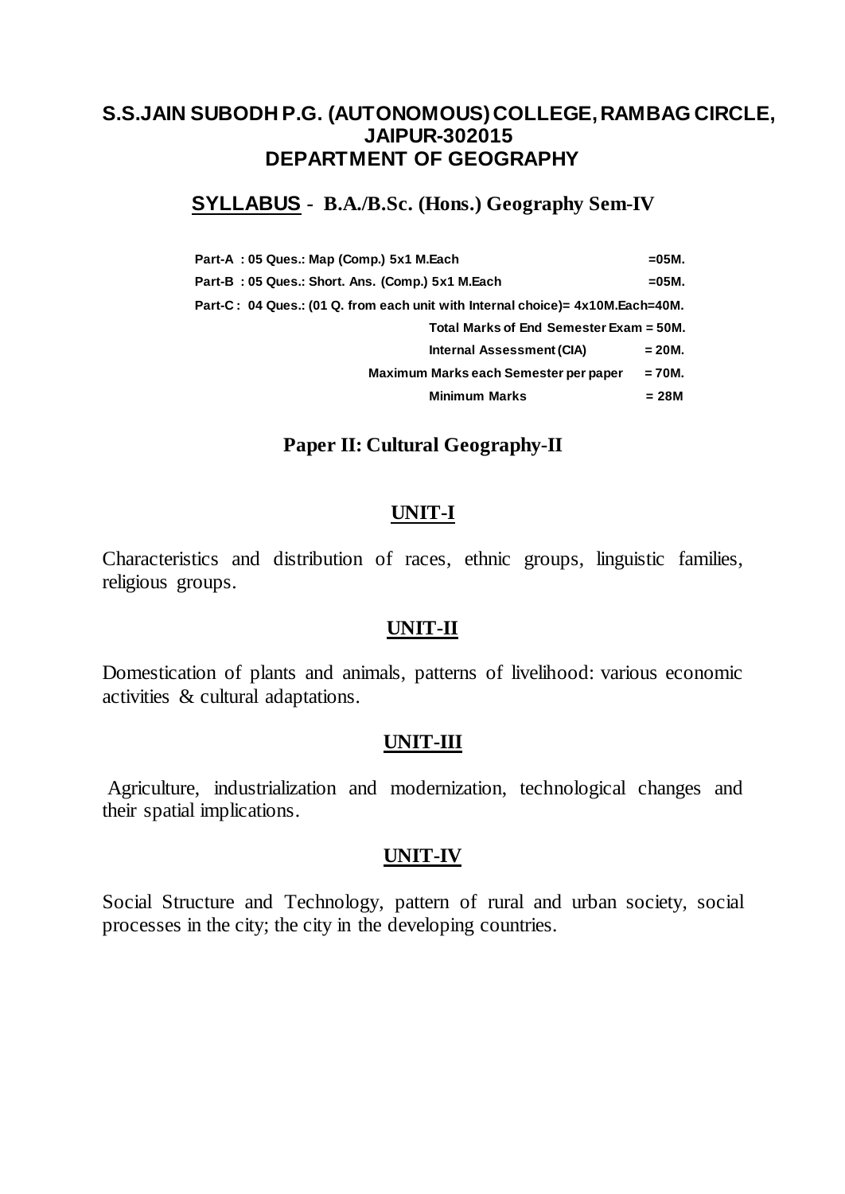## S.S.JAIN SUBODH P.G. (AUTONOMOUS) COLLEGE, RAMBAG CIRCLE, JAIPUR-302015
## DEPARTMENT OF GEOGRAPHY

### SYLLABUS - B.A./B.Sc. (Hons.) Geography Sem-IV

**Part-A : 05 Ques.: Map (Comp.) 5x1 M.Each =05M.**

**Part-B : 05 Ques.: Short. Ans. (Comp.) 5x1 M.Each =05M.**

**Part-C : 04 Ques.: (01 Q. from each unit with Internal choice)= 4x10M.Each=40M.**

**Total Marks of End Semester Exam = 50M.**

**Internal Assessment (CIA) = 20M.**

**Maximum Marks each Semester per paper = 70M.**

**Minimum Marks = 28M**

### Paper II: Cultural Geography-II

#### UNIT-I

Characteristics and distribution of races, ethnic groups, linguistic families, religious groups.

#### UNIT-II

Domestication of plants and animals, patterns of livelihood: various economic activities & cultural adaptations.

#### UNIT-III

Agriculture, industrialization and modernization, technological changes and their spatial implications.

#### UNIT-IV

Social Structure and Technology, pattern of rural and urban society, social processes in the city; the city in the developing countries.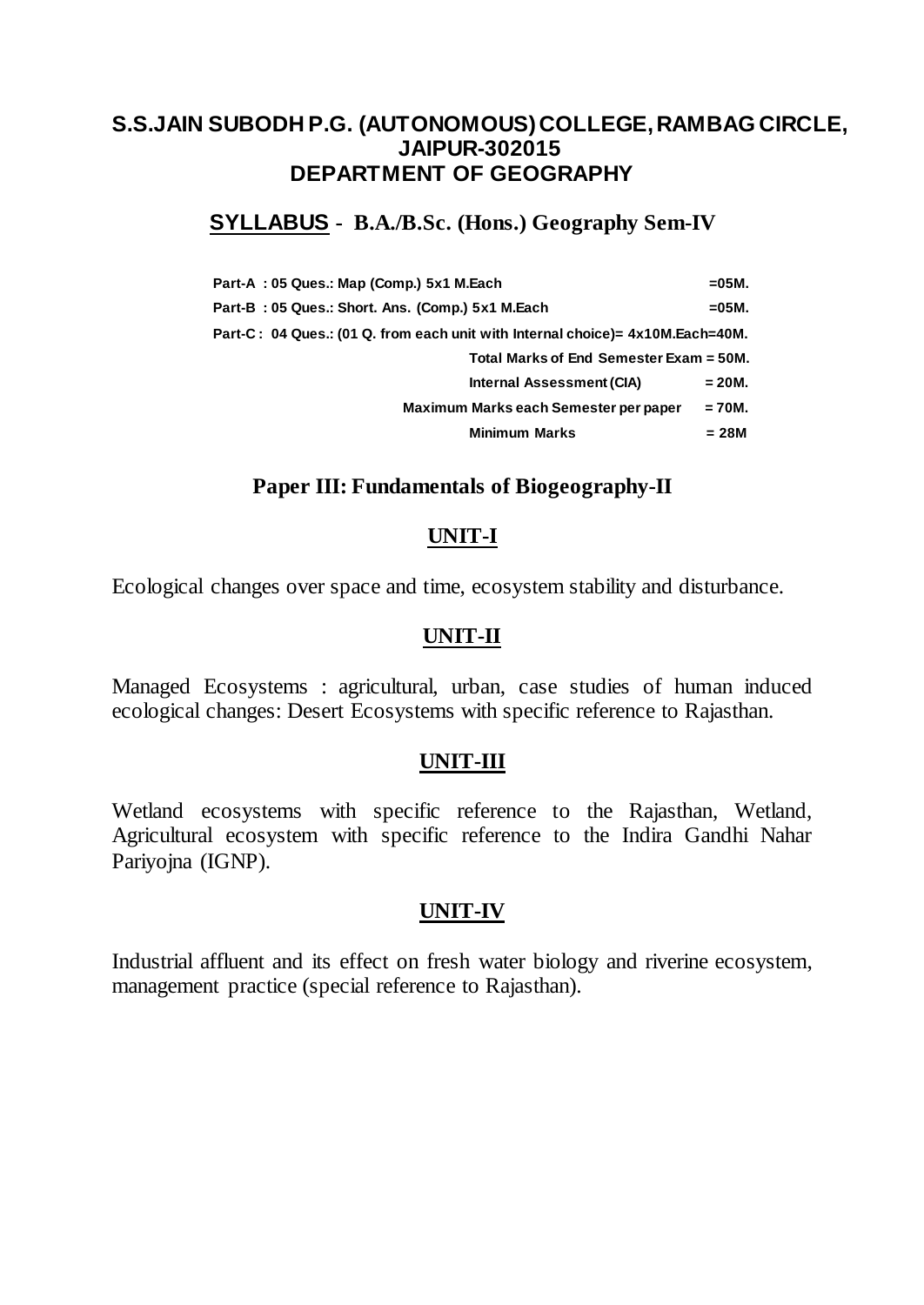# S.S.JAIN SUBODH P.G. (AUTONOMOUS) COLLEGE, RAMBAG CIRCLE, JAIPUR-302015
## DEPARTMENT OF GEOGRAPHY

## SYLLABUS - B.A./B.Sc. (Hons.) Geography Sem-IV

| | |
|---|---|
| **Part-A : 05 Ques.: Map (Comp.) 5x1 M.Each** | **=05M.** |
| **Part-B : 05 Ques.: Short. Ans. (Comp.) 5x1 M.Each** | **=05M.** |
| **Part-C : 04 Ques.: (01 Q. from each unit with Internal choice)= 4x10M.Each=40M.** | |
| **Total Marks of End Semester Exam = 50M.** | |
| **Internal Assessment (CIA)** | **= 20M.** |
| **Maximum Marks each Semester per paper** | **= 70M.** |
| **Minimum Marks** | **= 28M** |

### Paper III: Fundamentals of Biogeography-II

#### UNIT-I

Ecological changes over space and time, ecosystem stability and disturbance.

#### UNIT-II

Managed Ecosystems : agricultural, urban, case studies of human induced ecological changes: Desert Ecosystems with specific reference to Rajasthan.

#### UNIT-III

Wetland ecosystems with specific reference to the Rajasthan, Wetland, Agricultural ecosystem with specific reference to the Indira Gandhi Nahar Pariyojna (IGNP).

#### UNIT-IV

Industrial affluent and its effect on fresh water biology and riverine ecosystem, management practice (special reference to Rajasthan).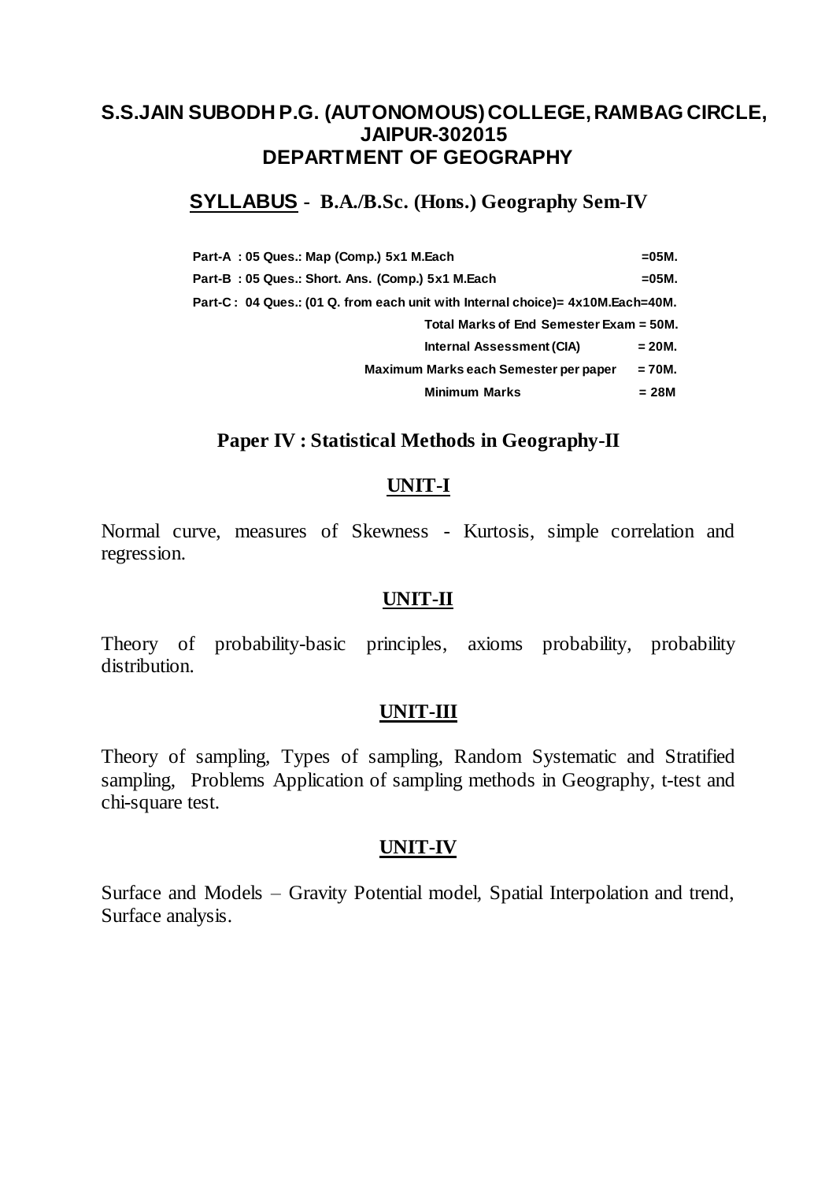# S.S.JAIN SUBODH P.G. (AUTONOMOUS) COLLEGE, RAMBAG CIRCLE, JAIPUR-302015
# DEPARTMENT OF GEOGRAPHY

## SYLLABUS - B.A./B.Sc. (Hons.) Geography Sem-IV

| | |
|---|---|
| **Part-A : 05 Ques.: Map (Comp.) 5x1 M.Each** | **=05M.** |
| **Part-B : 05 Ques.: Short. Ans. (Comp.) 5x1 M.Each** | **=05M.** |
| **Part-C : 04 Ques.: (01 Q. from each unit with Internal choice)= 4x10M.Each=40M.** | |
| **Total Marks of End Semester Exam = 50M.** | |
| **Internal Assessment (CIA)** | **= 20M.** |
| **Maximum Marks each Semester per paper** | **= 70M.** |
| **Minimum Marks** | **= 28M** |

### Paper IV : Statistical Methods in Geography-II

#### UNIT-I

Normal curve, measures of Skewness - Kurtosis, simple correlation and regression.

#### UNIT-II

Theory of probability-basic principles, axioms probability, probability distribution.

#### UNIT-III

Theory of sampling, Types of sampling, Random Systematic and Stratified sampling, Problems Application of sampling methods in Geography, t-test and chi-square test.

#### UNIT-IV

Surface and Models – Gravity Potential model, Spatial Interpolation and trend, Surface analysis.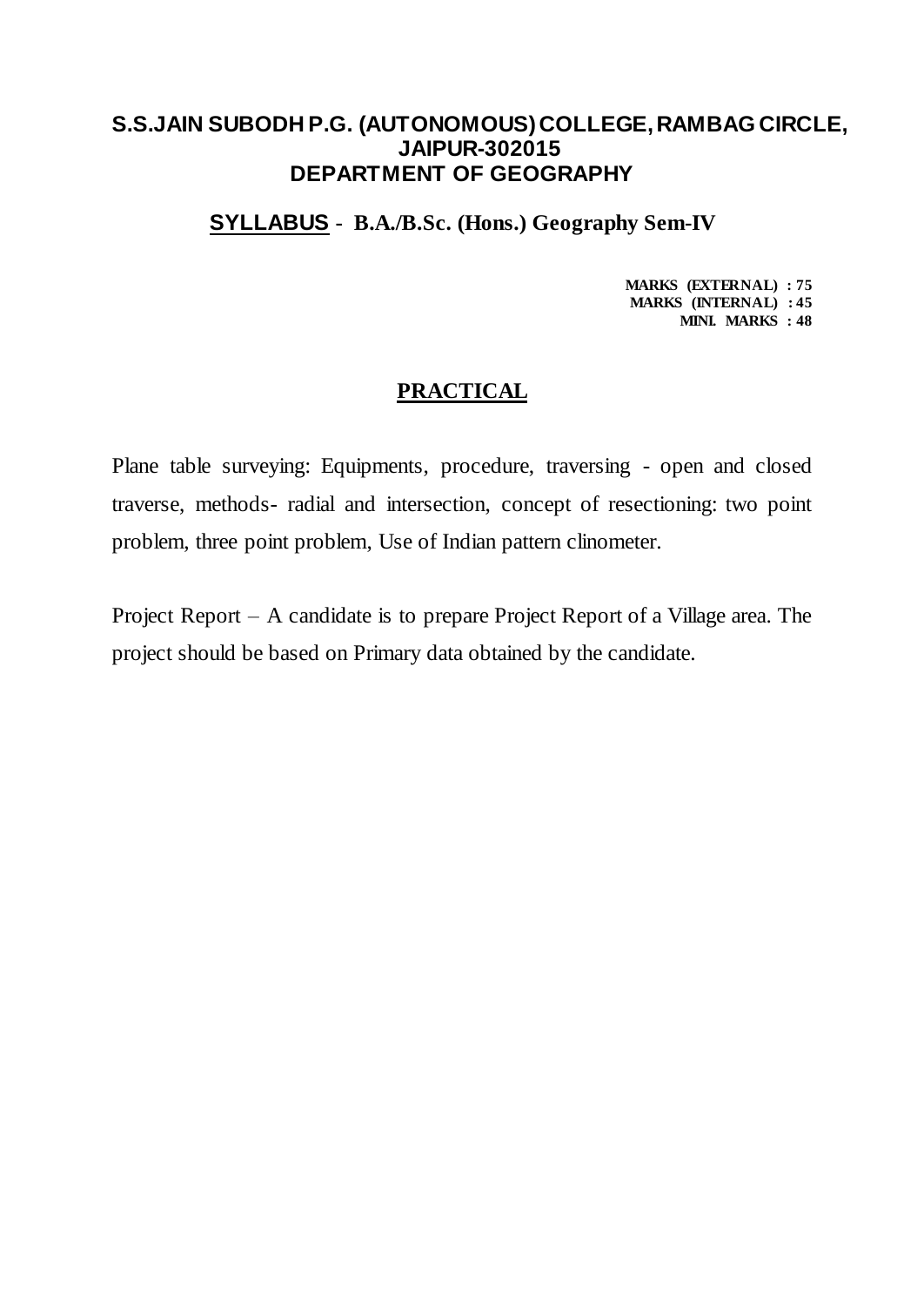# S.S.JAIN SUBODH P.G. (AUTONOMOUS) COLLEGE, RAMBAG CIRCLE, JAIPUR-302015

## DEPARTMENT OF GEOGRAPHY

### SYLLABUS - B.A./B.Sc. (Hons.) Geography Sem-IV

**MARKS (EXTERNAL) : 75**
**MARKS (INTERNAL) : 45**
**MINI. MARKS : 48**

## PRACTICAL

Plane table surveying: Equipments, procedure, traversing - open and closed traverse, methods- radial and intersection, concept of resectioning: two point problem, three point problem, Use of Indian pattern clinometer.

Project Report – A candidate is to prepare Project Report of a Village area. The project should be based on Primary data obtained by the candidate.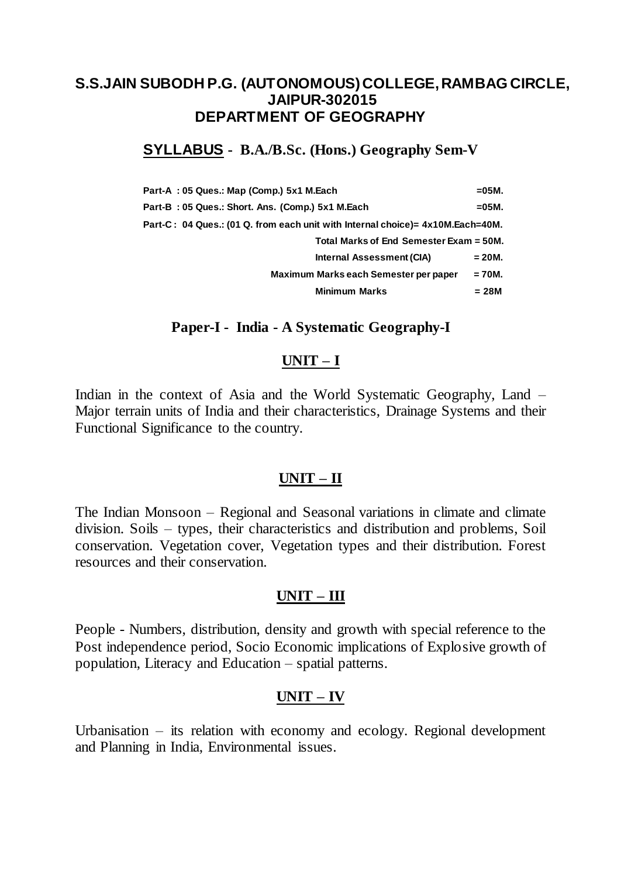# S.S.JAIN SUBODH P.G. (AUTONOMOUS) COLLEGE, RAMBAG CIRCLE, JAIPUR-302015
## DEPARTMENT OF GEOGRAPHY

### SYLLABUS - B.A./B.Sc. (Hons.) Geography Sem-V

**Part-A : 05 Ques.: Map (Comp.) 5x1 M.Each =05M.**
**Part-B : 05 Ques.: Short. Ans. (Comp.) 5x1 M.Each =05M.**
**Part-C : 04 Ques.: (01 Q. from each unit with Internal choice)= 4x10M.Each=40M.**
**Total Marks of End Semester Exam = 50M.**
**Internal Assessment (CIA) = 20M.**
**Maximum Marks each Semester per paper = 70M.**
**Minimum Marks = 28M**

### Paper-I - India - A Systematic Geography-I

#### UNIT – I

Indian in the context of Asia and the World Systematic Geography, Land – Major terrain units of India and their characteristics, Drainage Systems and their Functional Significance to the country.

#### UNIT – II

The Indian Monsoon – Regional and Seasonal variations in climate and climate division. Soils – types, their characteristics and distribution and problems, Soil conservation. Vegetation cover, Vegetation types and their distribution. Forest resources and their conservation.

#### UNIT – III

People - Numbers, distribution, density and growth with special reference to the Post independence period, Socio Economic implications of Explosive growth of population, Literacy and Education – spatial patterns.

#### UNIT – IV

Urbanisation – its relation with economy and ecology. Regional development and Planning in India, Environmental issues.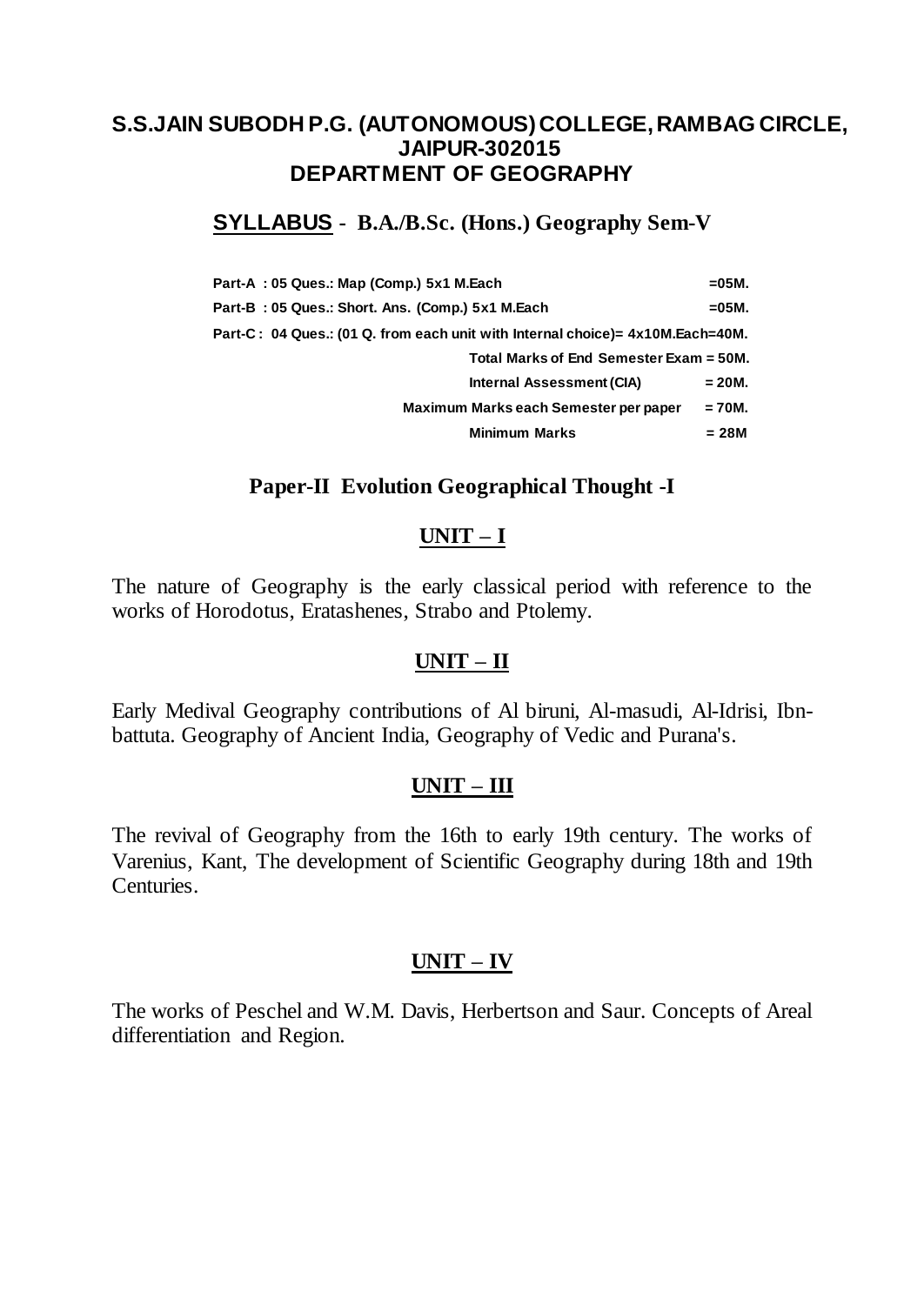# S.S.JAIN SUBODH P.G. (AUTONOMOUS) COLLEGE, RAMBAG CIRCLE, JAIPUR-302015
## DEPARTMENT OF GEOGRAPHY

### SYLLABUS - B.A./B.Sc. (Hons.) Geography Sem-V

| | |
|---|---|
| **Part-A : 05 Ques.: Map (Comp.) 5x1 M.Each** | **=05M.** |
| **Part-B : 05 Ques.: Short. Ans. (Comp.) 5x1 M.Each** | **=05M.** |
| **Part-C : 04 Ques.: (01 Q. from each unit with Internal choice)= 4x10M.Each=40M.** | |
| **Total Marks of End Semester Exam = 50M.** | |
| **Internal Assessment (CIA)** | **= 20M.** |
| **Maximum Marks each Semester per paper** | **= 70M.** |
| **Minimum Marks** | **= 28M** |

### Paper-II Evolution Geographical Thought -I

#### UNIT – I

The nature of Geography is the early classical period with reference to the works of Horodotus, Eratashenes, Strabo and Ptolemy.

#### UNIT – II

Early Medival Geography contributions of Al biruni, Al-masudi, Al-Idrisi, Ibn-battuta. Geography of Ancient India, Geography of Vedic and Purana's.

#### UNIT – III

The revival of Geography from the 16th to early 19th century. The works of Varenius, Kant, The development of Scientific Geography during 18th and 19th Centuries.

#### UNIT – IV

The works of Peschel and W.M. Davis, Herbertson and Saur. Concepts of Areal differentiation and Region.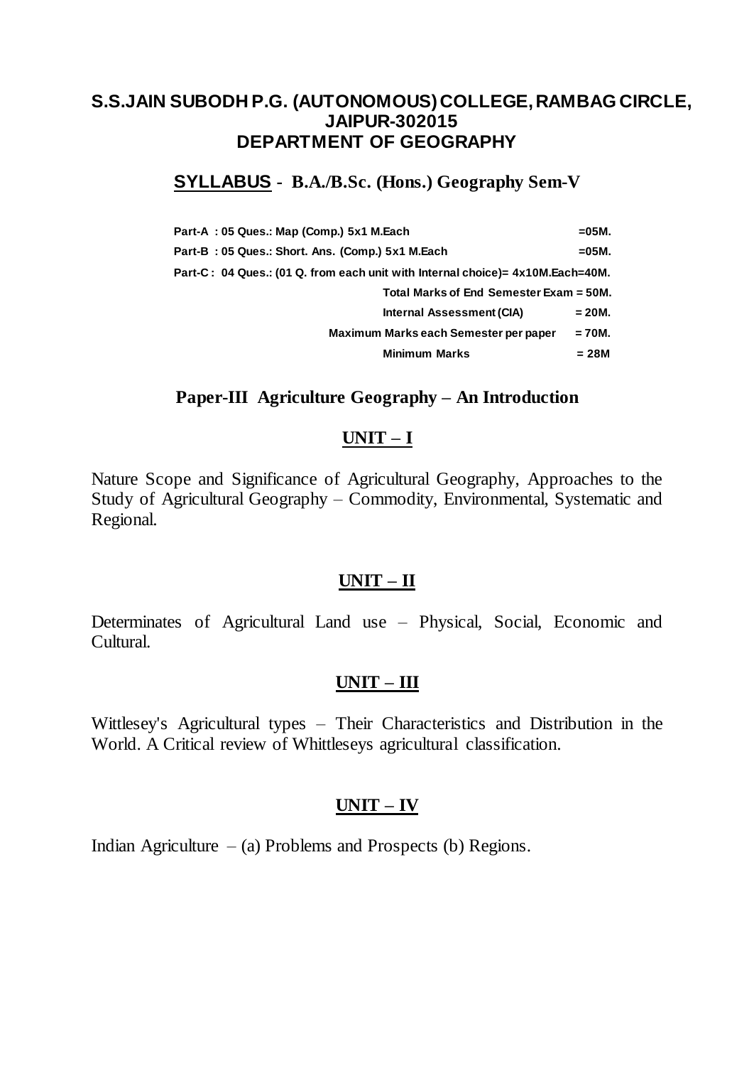# S.S.JAIN SUBODH P.G. (AUTONOMOUS) COLLEGE, RAMBAG CIRCLE, JAIPUR-302015
## DEPARTMENT OF GEOGRAPHY

## SYLLABUS - B.A./B.Sc. (Hons.) Geography Sem-V

**Part-A : 05 Ques.: Map (Comp.) 5x1 M.Each =05M.**

**Part-B : 05 Ques.: Short. Ans. (Comp.) 5x1 M.Each =05M.**

**Part-C : 04 Ques.: (01 Q. from each unit with Internal choice)= 4x10M.Each=40M.**

**Total Marks of End Semester Exam = 50M.**

**Internal Assessment (CIA) = 20M.**

**Maximum Marks each Semester per paper = 70M.**

**Minimum Marks = 28M**

### Paper-III Agriculture Geography – An Introduction

#### UNIT – I

Nature Scope and Significance of Agricultural Geography, Approaches to the Study of Agricultural Geography – Commodity, Environmental, Systematic and Regional.

#### UNIT – II

Determinates of Agricultural Land use – Physical, Social, Economic and Cultural.

#### UNIT – III

Wittlesey's Agricultural types – Their Characteristics and Distribution in the World. A Critical review of Whittleseys agricultural classification.

#### UNIT – IV

Indian Agriculture – (a) Problems and Prospects (b) Regions.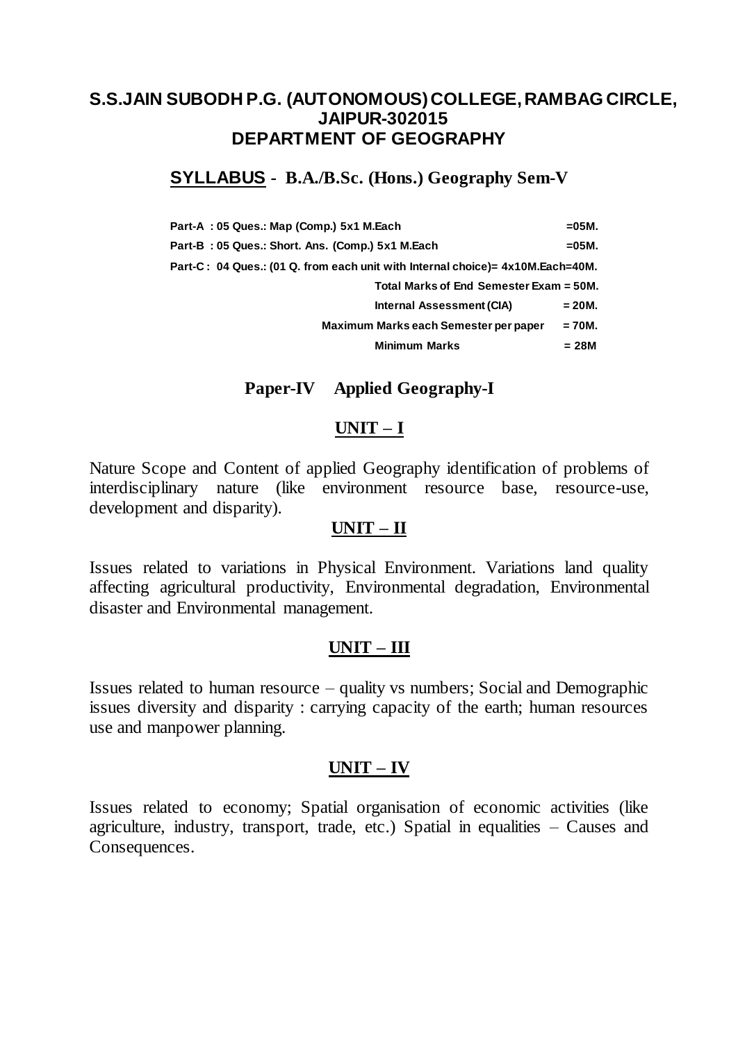## S.S.JAIN SUBODH P.G. (AUTONOMOUS) COLLEGE, RAMBAG CIRCLE, JAIPUR-302015
## DEPARTMENT OF GEOGRAPHY

### SYLLABUS - B.A./B.Sc. (Hons.) Geography Sem-V

| | |
|---|---|
| **Part-A : 05 Ques.: Map (Comp.) 5x1 M.Each** | **=05M.** |
| **Part-B : 05 Ques.: Short. Ans. (Comp.) 5x1 M.Each** | **=05M.** |
| **Part-C : 04 Ques.: (01 Q. from each unit with Internal choice)= 4x10M.Each=40M.** | |
| **Total Marks of End Semester Exam = 50M.** | |
| **Internal Assessment (CIA)** | **= 20M.** |
| **Maximum Marks each Semester per paper** | **= 70M.** |
| **Minimum Marks** | **= 28M** |

### Paper-IV Applied Geography-I

#### UNIT – I

Nature Scope and Content of applied Geography identification of problems of interdisciplinary nature (like environment resource base, resource-use, development and disparity).

#### UNIT – II

Issues related to variations in Physical Environment. Variations land quality affecting agricultural productivity, Environmental degradation, Environmental disaster and Environmental management.

#### UNIT – III

Issues related to human resource – quality vs numbers; Social and Demographic issues diversity and disparity : carrying capacity of the earth; human resources use and manpower planning.

#### UNIT – IV

Issues related to economy; Spatial organisation of economic activities (like agriculture, industry, transport, trade, etc.) Spatial in equalities – Causes and Consequences.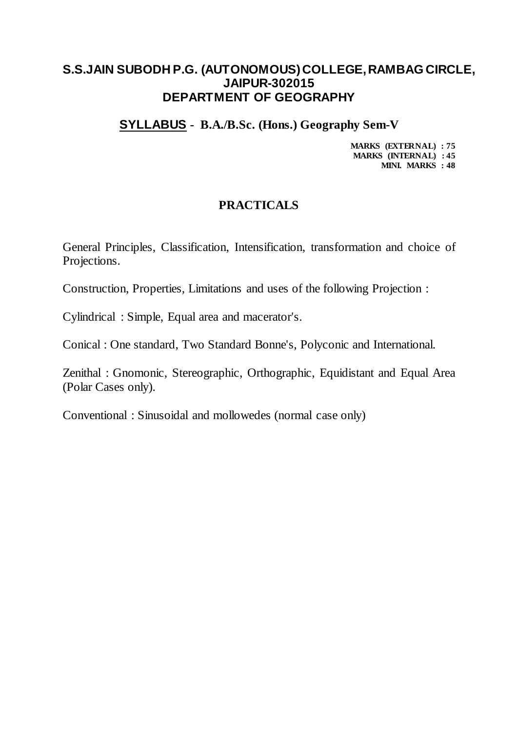# S.S.JAIN SUBODH P.G. (AUTONOMOUS) COLLEGE, RAMBAG CIRCLE, JAIPUR-302015
## DEPARTMENT OF GEOGRAPHY

### SYLLABUS - B.A./B.Sc. (Hons.) Geography Sem-V

**MARKS (EXTERNAL) : 75**
**MARKS (INTERNAL) : 45**
**MINI. MARKS : 48**

### PRACTICALS

General Principles, Classification, Intensification, transformation and choice of Projections.

Construction, Properties, Limitations and uses of the following Projection :

Cylindrical : Simple, Equal area and macerator's.

Conical : One standard, Two Standard Bonne's, Polyconic and International.

Zenithal : Gnomonic, Stereographic, Orthographic, Equidistant and Equal Area (Polar Cases only).

Conventional : Sinusoidal and mollowedes (normal case only)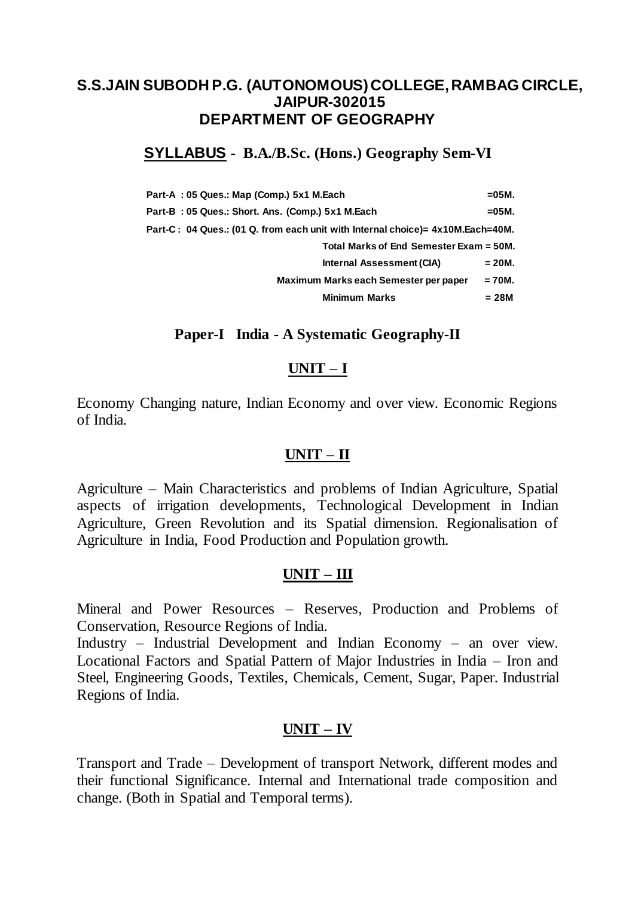## S.S.JAIN SUBODH P.G. (AUTONOMOUS) COLLEGE, RAMBAG CIRCLE, JAIPUR-302015
## DEPARTMENT OF GEOGRAPHY

### **SYLLABUS - B.A./B.Sc. (Hons.) Geography Sem-VI**

**Part-A : 05 Ques.: Map (Comp.) 5x1 M.Each =05M.**

**Part-B : 05 Ques.: Short. Ans. (Comp.) 5x1 M.Each =05M.**

**Part-C : 04 Ques.: (01 Q. from each unit with Internal choice)= 4x10M.Each=40M.**

**Total Marks of End Semester Exam = 50M.**

**Internal Assessment (CIA) = 20M.**

**Maximum Marks each Semester per paper = 70M.**

**Minimum Marks = 28M**

### Paper-I India - A Systematic Geography-II

#### UNIT – I

Economy Changing nature, Indian Economy and over view. Economic Regions of India.

#### UNIT – II

Agriculture – Main Characteristics and problems of Indian Agriculture, Spatial aspects of irrigation developments, Technological Development in Indian Agriculture, Green Revolution and its Spatial dimension. Regionalisation of Agriculture in India, Food Production and Population growth.

#### UNIT – III

Mineral and Power Resources – Reserves, Production and Problems of Conservation, Resource Regions of India.

Industry – Industrial Development and Indian Economy – an over view. Locational Factors and Spatial Pattern of Major Industries in India – Iron and Steel, Engineering Goods, Textiles, Chemicals, Cement, Sugar, Paper. Industrial Regions of India.

#### UNIT – IV

Transport and Trade – Development of transport Network, different modes and their functional Significance. Internal and International trade composition and change. (Both in Spatial and Temporal terms).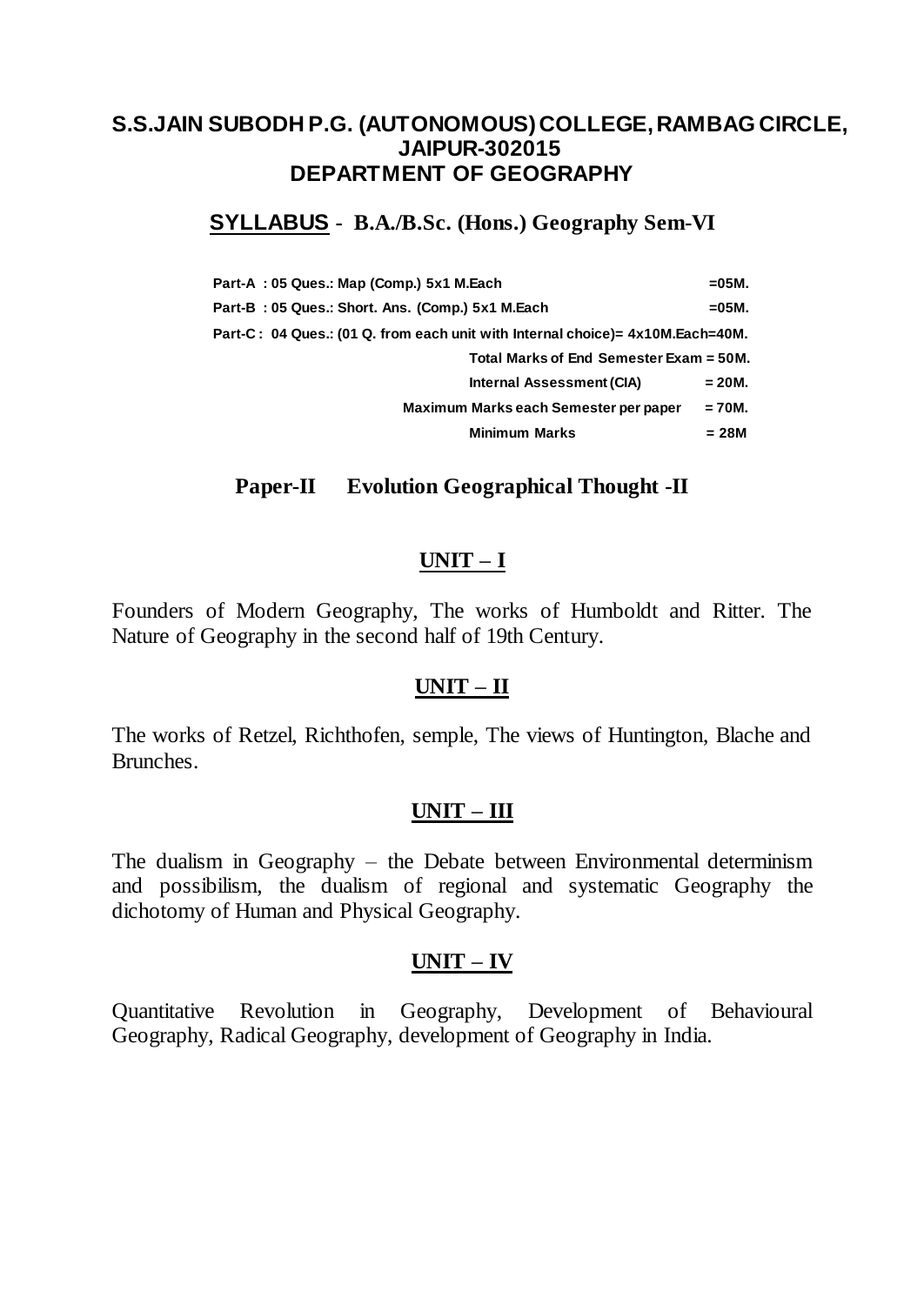# S.S.JAIN SUBODH P.G. (AUTONOMOUS) COLLEGE, RAMBAG CIRCLE, JAIPUR-302015

## DEPARTMENT OF GEOGRAPHY

### SYLLABUS - B.A./B.Sc. (Hons.) Geography Sem-VI

**Part-A : 05 Ques.: Map (Comp.) 5x1 M.Each =05M.**

**Part-B : 05 Ques.: Short. Ans. (Comp.) 5x1 M.Each =05M.**

**Part-C : 04 Ques.: (01 Q. from each unit with Internal choice)= 4x10M.Each=40M.**

| | |
|---|---|
| **Total Marks of End Semester Exam** | **= 50M.** |
| **Internal Assessment (CIA)** | **= 20M.** |
| **Maximum Marks each Semester per paper** | **= 70M.** |
| **Minimum Marks** | **= 28M** |

### Paper-II Evolution Geographical Thought -II

#### UNIT – I

Founders of Modern Geography, The works of Humboldt and Ritter. The Nature of Geography in the second half of 19th Century.

#### UNIT – II

The works of Retzel, Richthofen, semple, The views of Huntington, Blache and Brunches.

#### UNIT – III

The dualism in Geography – the Debate between Environmental determinism and possibilism, the dualism of regional and systematic Geography the dichotomy of Human and Physical Geography.

#### UNIT – IV

Quantitative Revolution in Geography, Development of Behavioural Geography, Radical Geography, development of Geography in India.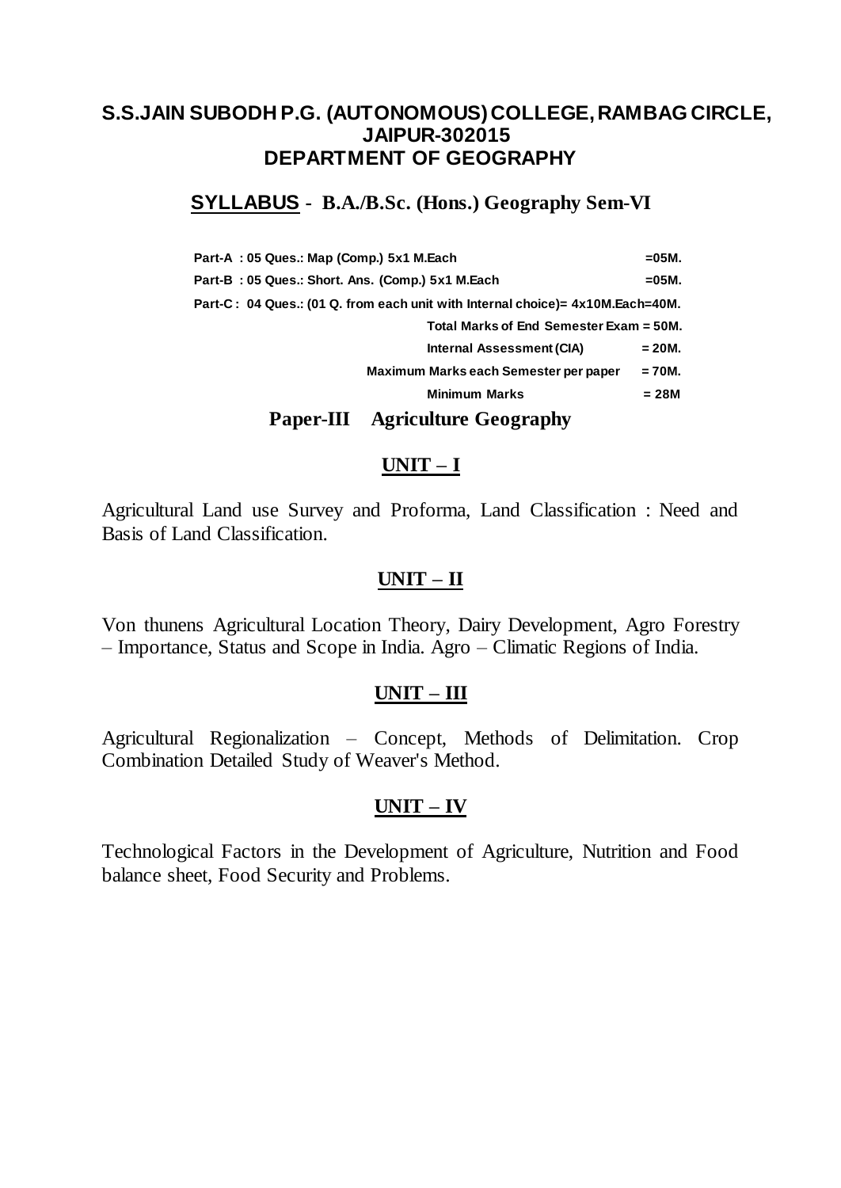# S.S.JAIN SUBODH P.G. (AUTONOMOUS) COLLEGE, RAMBAG CIRCLE, JAIPUR-302015
# DEPARTMENT OF GEOGRAPHY

## SYLLABUS - B.A./B.Sc. (Hons.) Geography Sem-VI

**Part-A : 05 Ques.: Map (Comp.) 5x1 M.Each =05M.**

**Part-B : 05 Ques.: Short. Ans. (Comp.) 5x1 M.Each =05M.**

**Part-C : 04 Ques.: (01 Q. from each unit with Internal choice)= 4x10M.Each=40M.**

**Total Marks of End Semester Exam = 50M.**

**Internal Assessment (CIA) = 20M.**

**Maximum Marks each Semester per paper = 70M.**

**Minimum Marks = 28M**

## Paper-III Agriculture Geography

### UNIT – I

Agricultural Land use Survey and Proforma, Land Classification : Need and Basis of Land Classification.

### UNIT – II

Von thunens Agricultural Location Theory, Dairy Development, Agro Forestry – Importance, Status and Scope in India. Agro – Climatic Regions of India.

### UNIT – III

Agricultural Regionalization – Concept, Methods of Delimitation. Crop Combination Detailed Study of Weaver's Method.

### UNIT – IV

Technological Factors in the Development of Agriculture, Nutrition and Food balance sheet, Food Security and Problems.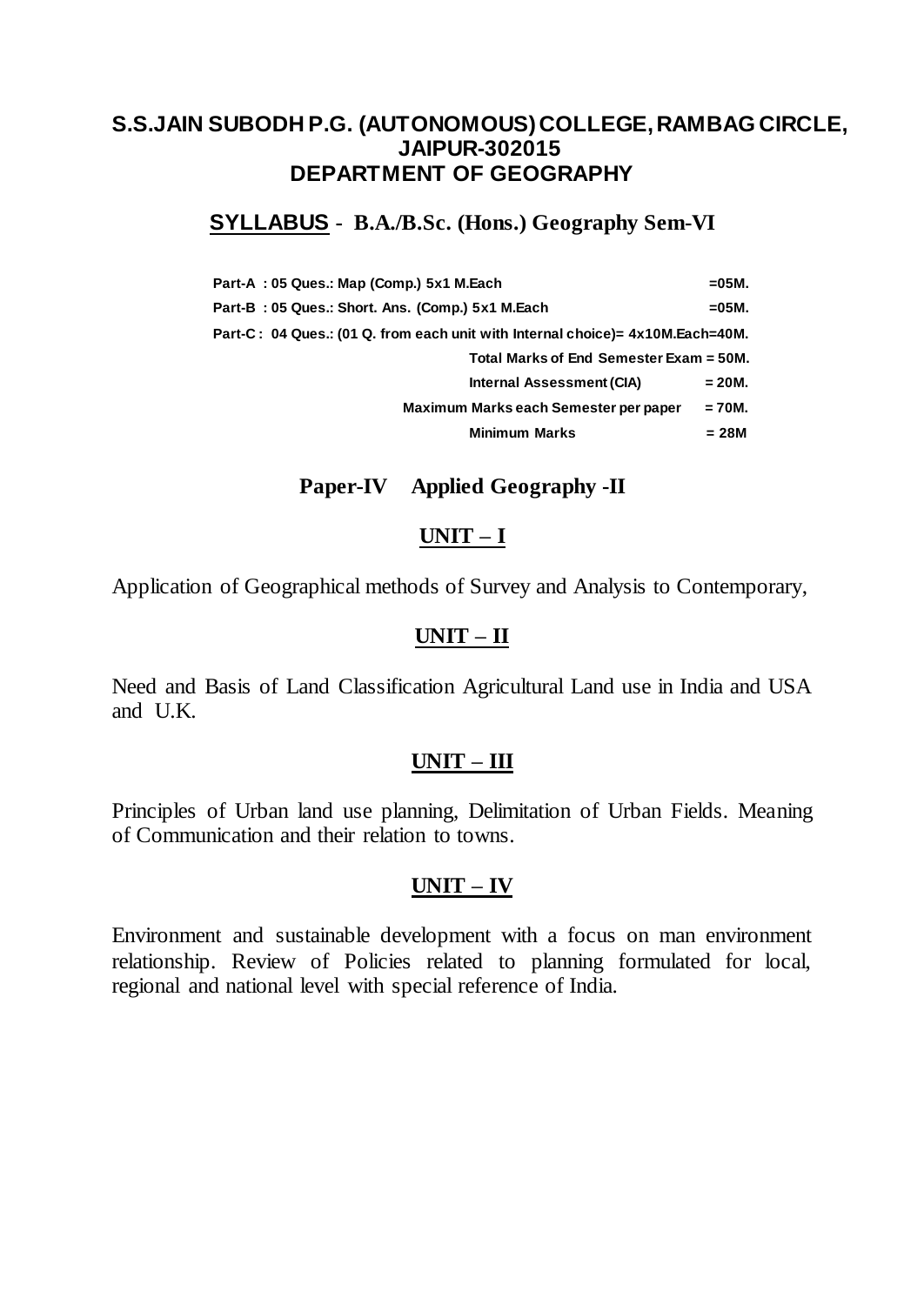# S.S.JAIN SUBODH P.G. (AUTONOMOUS) COLLEGE, RAMBAG CIRCLE, JAIPUR-302015
## DEPARTMENT OF GEOGRAPHY

### SYLLABUS - B.A./B.Sc. (Hons.) Geography Sem-VI

| | |
|---|---|
| **Part-A : 05 Ques.: Map (Comp.) 5x1 M.Each** | **=05M.** |
| **Part-B : 05 Ques.: Short. Ans. (Comp.) 5x1 M.Each** | **=05M.** |
| **Part-C : 04 Ques.: (01 Q. from each unit with Internal choice)= 4x10M.Each=40M.** | |
| **Total Marks of End Semester Exam = 50M.** | |
| **Internal Assessment (CIA)** | **= 20M.** |
| **Maximum Marks each Semester per paper** | **= 70M.** |
| **Minimum Marks** | **= 28M** |

### Paper-IV Applied Geography -II

#### UNIT – I

Application of Geographical methods of Survey and Analysis to Contemporary,

#### UNIT – II

Need and Basis of Land Classification Agricultural Land use in India and USA and U.K.

#### UNIT – III

Principles of Urban land use planning, Delimitation of Urban Fields. Meaning of Communication and their relation to towns.

#### UNIT – IV

Environment and sustainable development with a focus on man environment relationship. Review of Policies related to planning formulated for local, regional and national level with special reference of India.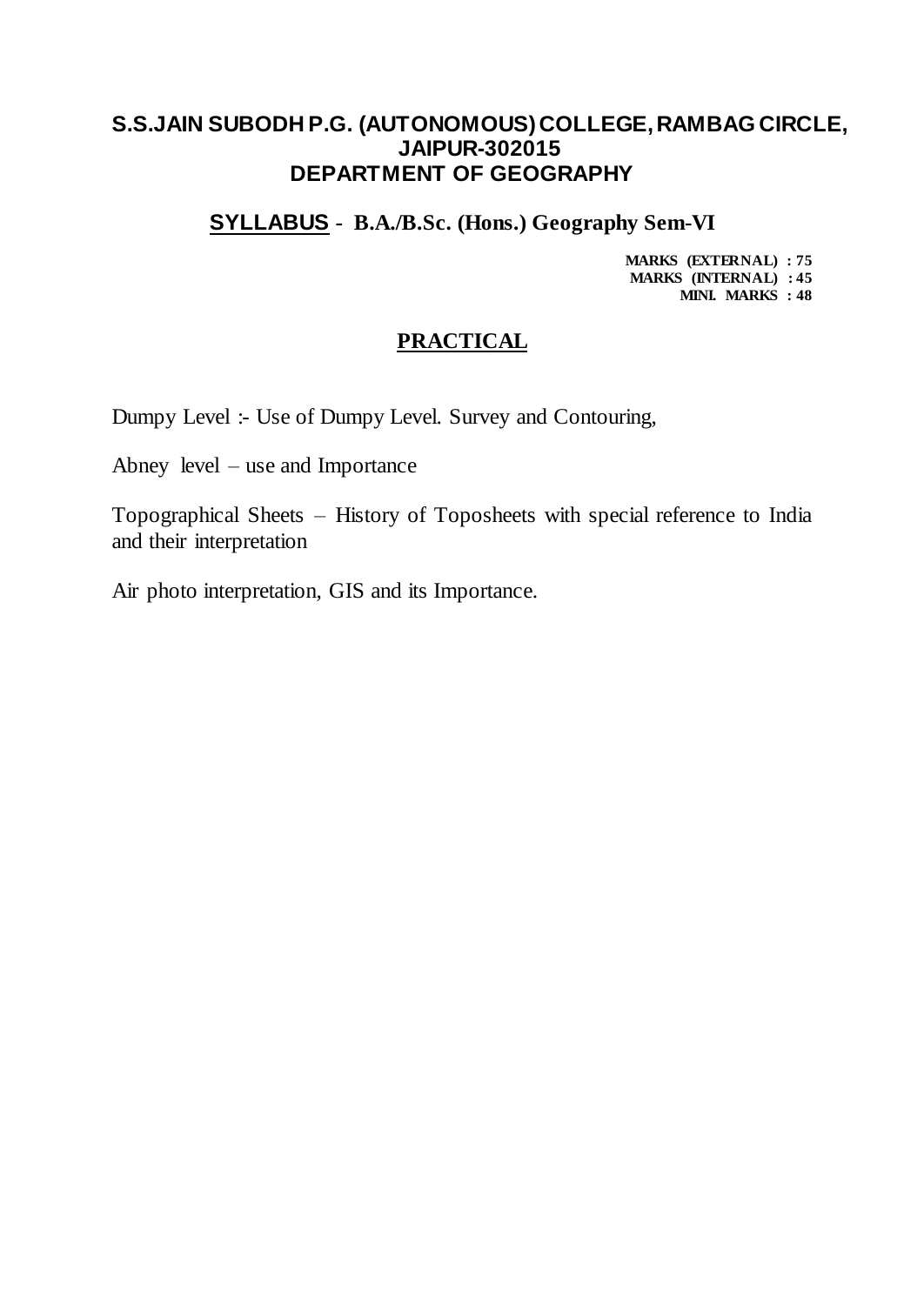## S.S.JAIN SUBODH P.G. (AUTONOMOUS) COLLEGE, RAMBAG CIRCLE, JAIPUR-302015
## DEPARTMENT OF GEOGRAPHY

### **SYLLABUS** - B.A./B.Sc. (Hons.) Geography Sem-VI

**MARKS (EXTERNAL) : 75**
**MARKS (INTERNAL) : 45**
**MINI. MARKS : 48**

### PRACTICAL

Dumpy Level :- Use of Dumpy Level. Survey and Contouring,

Abney level – use and Importance

Topographical Sheets – History of Toposheets with special reference to India and their interpretation

Air photo interpretation, GIS and its Importance.